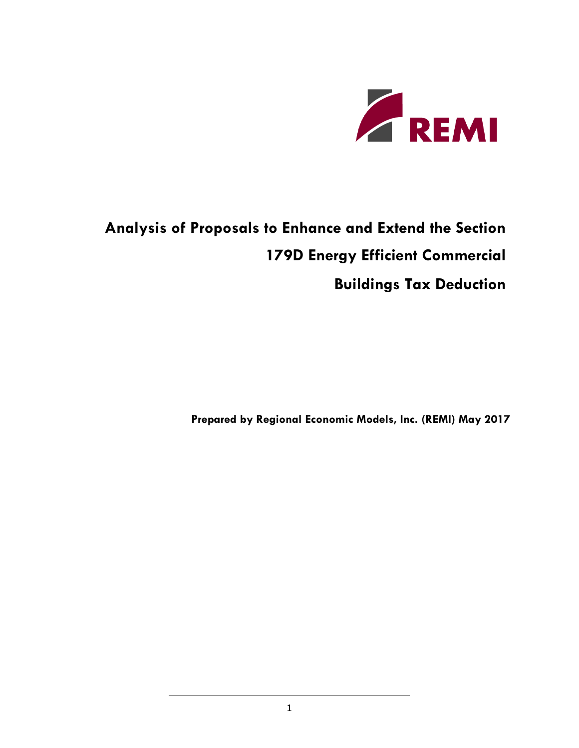REMI

# Analysis of Proposals to Enhance and Extend the Section 179D Energy Efficient Commercial Buildings Tax Deduction

**Prepared by Regional Economic Models, Inc. (REMI) May 2017**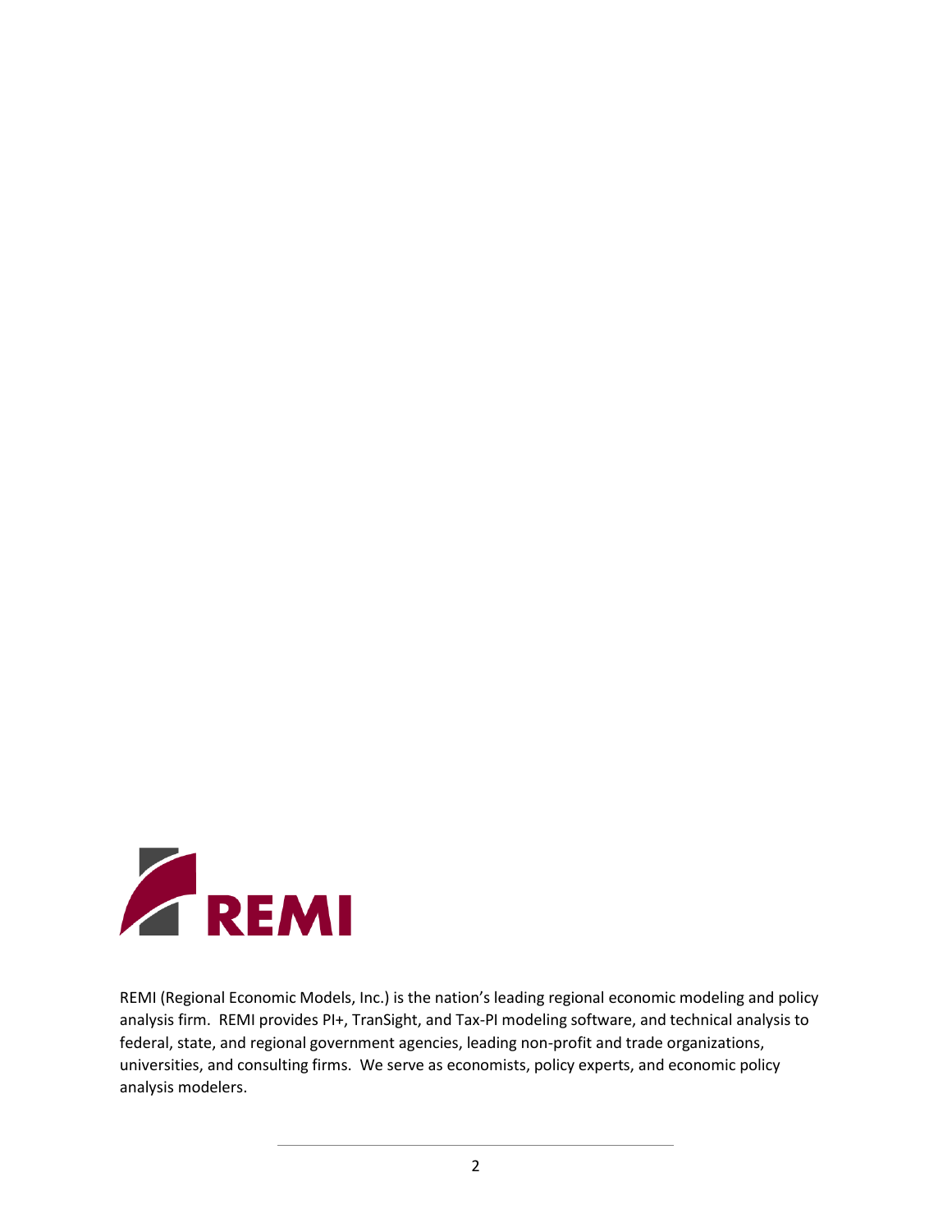REMI (Regional Economic Models, Inc.) is the nation's leading regional economic modeling and policy analysis firm. REMI provides PI+, TranSight, and Tax-PI modeling software, and technical analysis to federal, state, and regional government agencies, leading non-profit and trade organizations, universities, and consulting firms. We serve as economists, policy experts, and economic policy analysis modelers.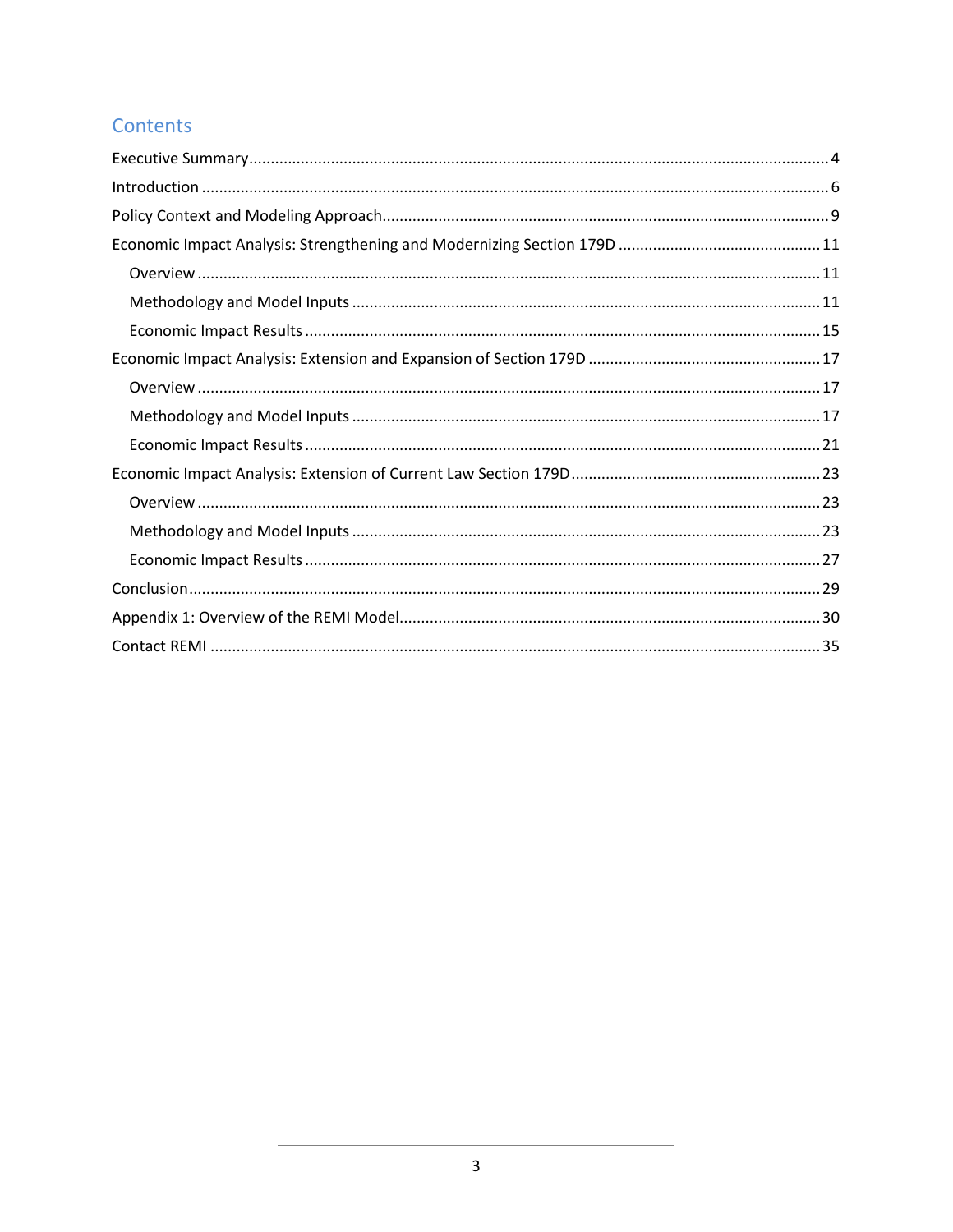## Contents

- Executive Summary ........ 4
- Introduction ........ 6
- Policy Context and Modeling Approach ........ 9
- Economic Impact Analysis: Strengthening and Modernizing Section 179D ........ 11
  - Overview ........ 11
  - Methodology and Model Inputs ........ 11
  - Economic Impact Results ........ 15
- Economic Impact Analysis: Extension and Expansion of Section 179D ........ 17
  - Overview ........ 17
  - Methodology and Model Inputs ........ 17
  - Economic Impact Results ........ 21
- Economic Impact Analysis: Extension of Current Law Section 179D ........ 23
  - Overview ........ 23
  - Methodology and Model Inputs ........ 23
  - Economic Impact Results ........ 27
- Conclusion ........ 29
- Appendix 1: Overview of the REMI Model ........ 30
- Contact REMI ........ 35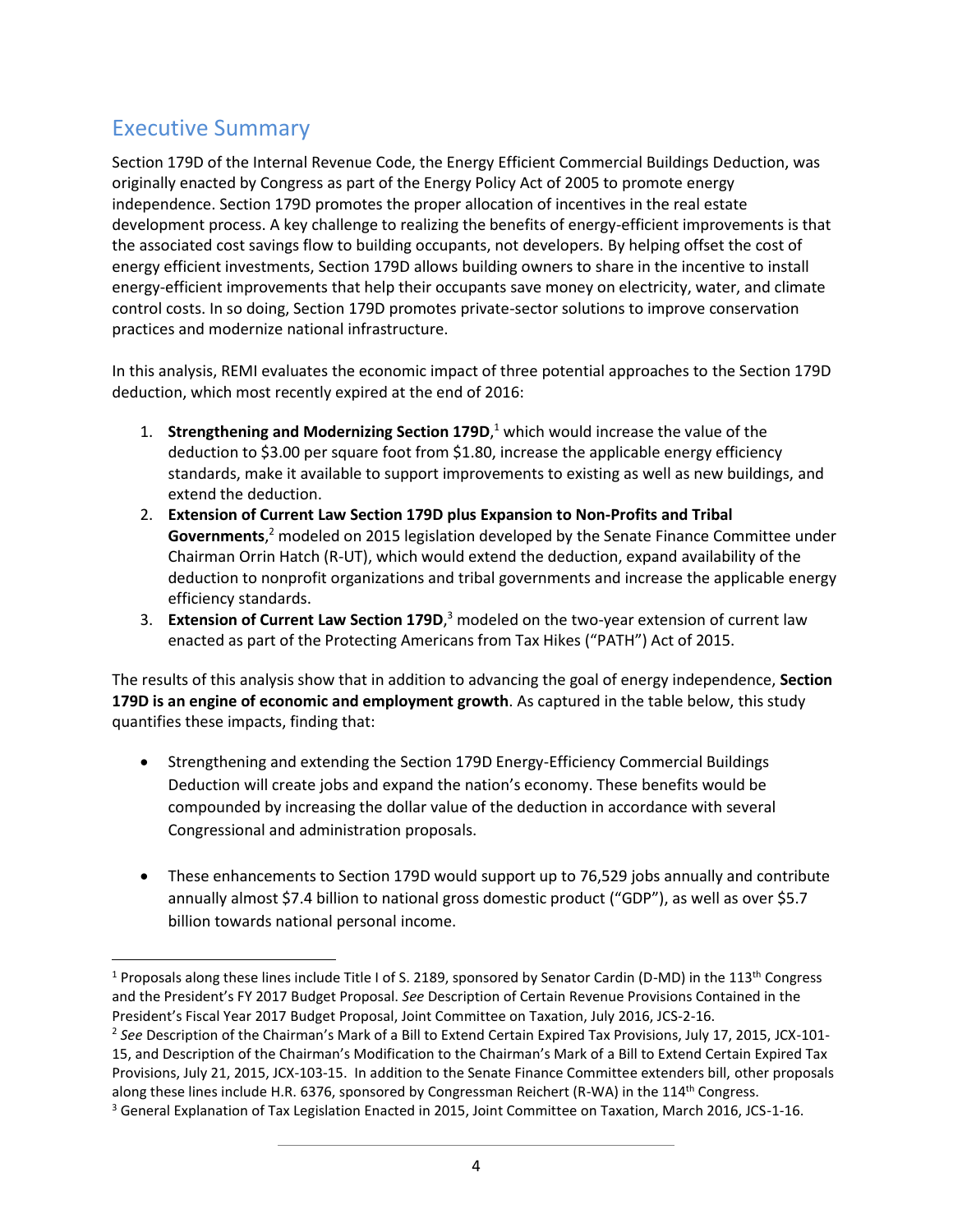## Executive Summary

Section 179D of the Internal Revenue Code, the Energy Efficient Commercial Buildings Deduction, was originally enacted by Congress as part of the Energy Policy Act of 2005 to promote energy independence. Section 179D promotes the proper allocation of incentives in the real estate development process. A key challenge to realizing the benefits of energy-efficient improvements is that the associated cost savings flow to building occupants, not developers. By helping offset the cost of energy efficient investments, Section 179D allows building owners to share in the incentive to install energy-efficient improvements that help their occupants save money on electricity, water, and climate control costs. In so doing, Section 179D promotes private-sector solutions to improve conservation practices and modernize national infrastructure.

In this analysis, REMI evaluates the economic impact of three potential approaches to the Section 179D deduction, which most recently expired at the end of 2016:

1. **Strengthening and Modernizing Section 179D**,[1] which would increase the value of the deduction to $3.00 per square foot from $1.80, increase the applicable energy efficiency standards, make it available to support improvements to existing as well as new buildings, and extend the deduction.
2. **Extension of Current Law Section 179D plus Expansion to Non-Profits and Tribal Governments**,[2] modeled on 2015 legislation developed by the Senate Finance Committee under Chairman Orrin Hatch (R-UT), which would extend the deduction, expand availability of the deduction to nonprofit organizations and tribal governments and increase the applicable energy efficiency standards.
3. **Extension of Current Law Section 179D**,[3] modeled on the two-year extension of current law enacted as part of the Protecting Americans from Tax Hikes ("PATH") Act of 2015.

The results of this analysis show that in addition to advancing the goal of energy independence, **Section 179D is an engine of economic and employment growth**. As captured in the table below, this study quantifies these impacts, finding that:

- Strengthening and extending the Section 179D Energy-Efficiency Commercial Buildings Deduction will create jobs and expand the nation's economy. These benefits would be compounded by increasing the dollar value of the deduction in accordance with several Congressional and administration proposals.

- These enhancements to Section 179D would support up to 76,529 jobs annually and contribute annually almost $7.4 billion to national gross domestic product ("GDP"), as well as over $5.7 billion towards national personal income.

---

[1] Proposals along these lines include Title I of S. 2189, sponsored by Senator Cardin (D-MD) in the 113th Congress and the President's FY 2017 Budget Proposal. *See* Description of Certain Revenue Provisions Contained in the President's Fiscal Year 2017 Budget Proposal, Joint Committee on Taxation, July 2016, JCS-2-16.

[2] *See* Description of the Chairman's Mark of a Bill to Extend Certain Expired Tax Provisions, July 17, 2015, JCX-101-15, and Description of the Chairman's Modification to the Chairman's Mark of a Bill to Extend Certain Expired Tax Provisions, July 21, 2015, JCX-103-15. In addition to the Senate Finance Committee extenders bill, other proposals along these lines include H.R. 6376, sponsored by Congressman Reichert (R-WA) in the 114th Congress.

[3] General Explanation of Tax Legislation Enacted in 2015, Joint Committee on Taxation, March 2016, JCS-1-16.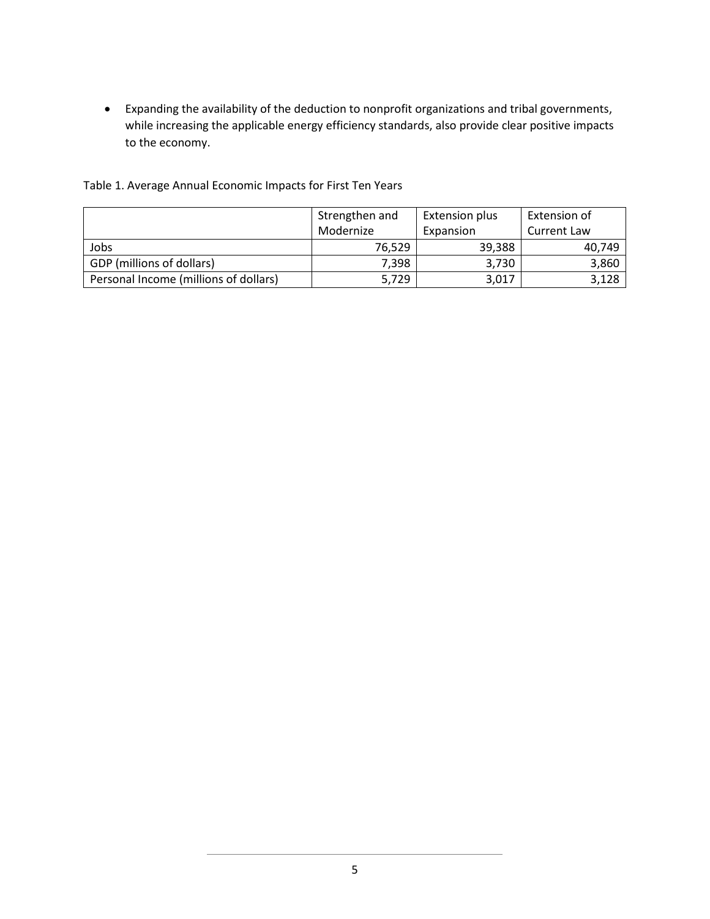- Expanding the availability of the deduction to nonprofit organizations and tribal governments, while increasing the applicable energy efficiency standards, also provide clear positive impacts to the economy.

Table 1. Average Annual Economic Impacts for First Ten Years

| | Strengthen and Modernize | Extension plus Expansion | Extension of Current Law |
|---|---:|---:|---:|
| Jobs | 76,529 | 39,388 | 40,749 |
| GDP (millions of dollars) | 7,398 | 3,730 | 3,860 |
| Personal Income (millions of dollars) | 5,729 | 3,017 | 3,128 |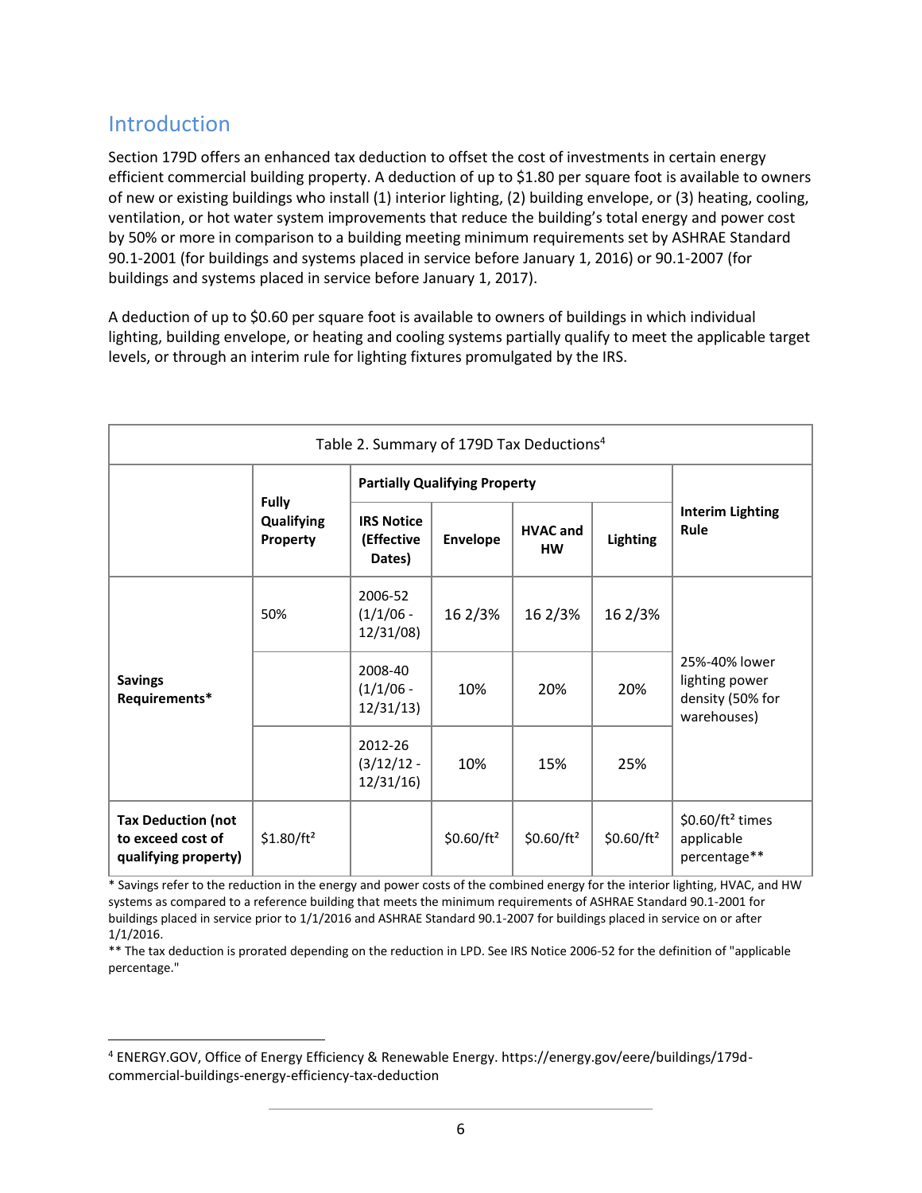## Introduction

Section 179D offers an enhanced tax deduction to offset the cost of investments in certain energy efficient commercial building property. A deduction of up to $1.80 per square foot is available to owners of new or existing buildings who install (1) interior lighting, (2) building envelope, or (3) heating, cooling, ventilation, or hot water system improvements that reduce the building's total energy and power cost by 50% or more in comparison to a building meeting minimum requirements set by ASHRAE Standard 90.1-2001 (for buildings and systems placed in service before January 1, 2016) or 90.1-2007 (for buildings and systems placed in service before January 1, 2017).

A deduction of up to $0.60 per square foot is available to owners of buildings in which individual lighting, building envelope, or heating and cooling systems partially qualify to meet the applicable target levels, or through an interim rule for lighting fixtures promulgated by the IRS.

Table 2. Summary of 179D Tax Deductions[4]

| | Fully Qualifying Property | Partially Qualifying Property | | | | Interim Lighting Rule |
|---|---|---|---|---|---|---|
| | | IRS Notice (Effective Dates) | Envelope | HVAC and HW | Lighting | |
| **Savings Requirements*** | 50% | 2006-52 (1/1/06 - 12/31/08) | 16 2/3% | 16 2/3% | 16 2/3% | 25%-40% lower lighting power density (50% for warehouses) |
| | | 2008-40 (1/1/06 - 12/31/13) | 10% | 20% | 20% | |
| | | 2012-26 (3/12/12 - 12/31/16) | 10% | 15% | 25% | |
| **Tax Deduction (not to exceed cost of qualifying property)** | $1.80/ft² | | $0.60/ft² | $0.60/ft² | $0.60/ft² | $0.60/ft² times applicable percentage** |

* Savings refer to the reduction in the energy and power costs of the combined energy for the interior lighting, HVAC, and HW systems as compared to a reference building that meets the minimum requirements of ASHRAE Standard 90.1-2001 for buildings placed in service prior to 1/1/2016 and ASHRAE Standard 90.1-2007 for buildings placed in service on or after 1/1/2016.

** The tax deduction is prorated depending on the reduction in LPD. See IRS Notice 2006-52 for the definition of "applicable percentage."

[4] ENERGY.GOV, Office of Energy Efficiency & Renewable Energy. https://energy.gov/eere/buildings/179d-commercial-buildings-energy-efficiency-tax-deduction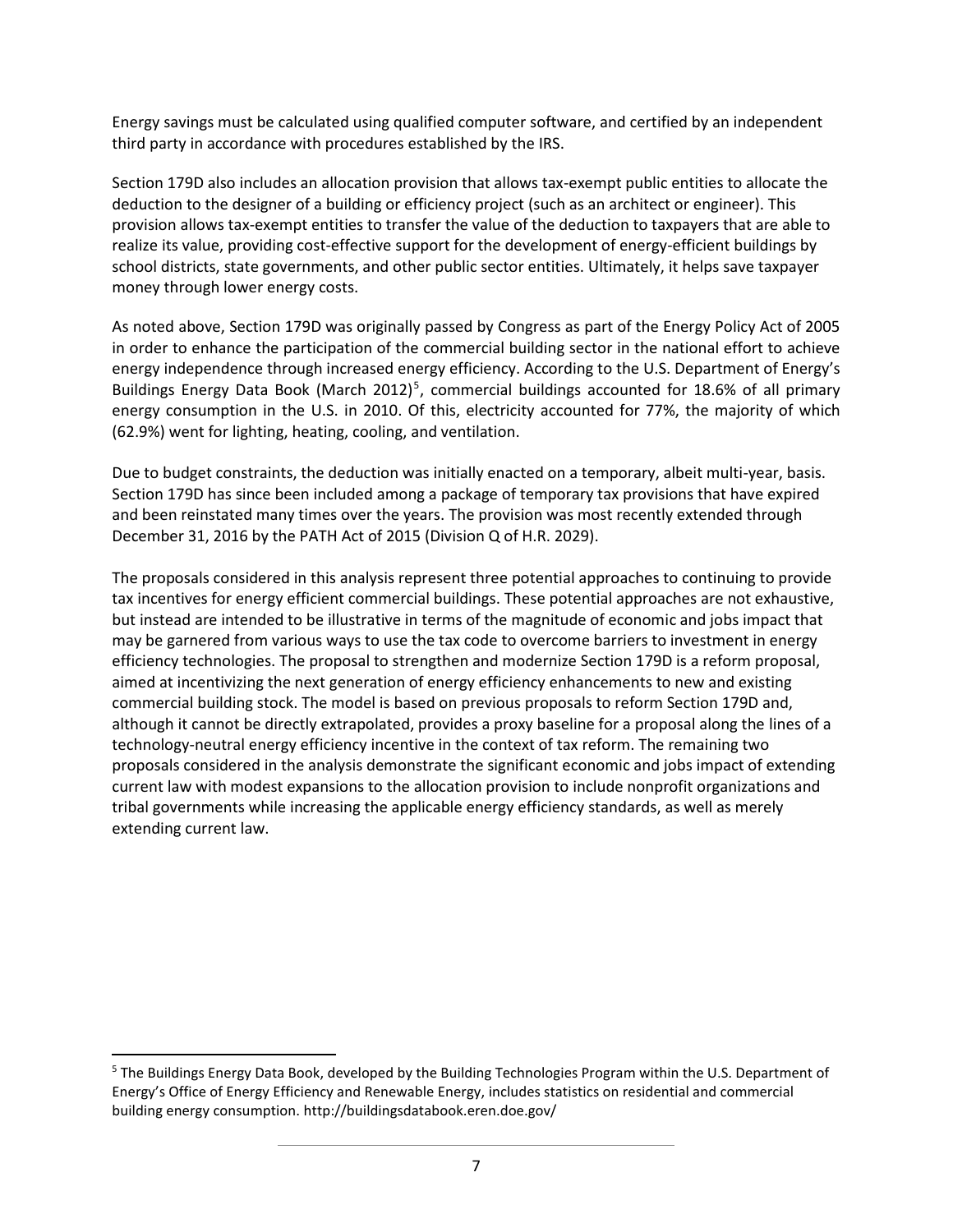Energy savings must be calculated using qualified computer software, and certified by an independent third party in accordance with procedures established by the IRS.

Section 179D also includes an allocation provision that allows tax-exempt public entities to allocate the deduction to the designer of a building or efficiency project (such as an architect or engineer). This provision allows tax-exempt entities to transfer the value of the deduction to taxpayers that are able to realize its value, providing cost-effective support for the development of energy-efficient buildings by school districts, state governments, and other public sector entities. Ultimately, it helps save taxpayer money through lower energy costs.

As noted above, Section 179D was originally passed by Congress as part of the Energy Policy Act of 2005 in order to enhance the participation of the commercial building sector in the national effort to achieve energy independence through increased energy efficiency. According to the U.S. Department of Energy's Buildings Energy Data Book (March 2012)[5], commercial buildings accounted for 18.6% of all primary energy consumption in the U.S. in 2010. Of this, electricity accounted for 77%, the majority of which (62.9%) went for lighting, heating, cooling, and ventilation.

Due to budget constraints, the deduction was initially enacted on a temporary, albeit multi-year, basis. Section 179D has since been included among a package of temporary tax provisions that have expired and been reinstated many times over the years. The provision was most recently extended through December 31, 2016 by the PATH Act of 2015 (Division Q of H.R. 2029).

The proposals considered in this analysis represent three potential approaches to continuing to provide tax incentives for energy efficient commercial buildings. These potential approaches are not exhaustive, but instead are intended to be illustrative in terms of the magnitude of economic and jobs impact that may be garnered from various ways to use the tax code to overcome barriers to investment in energy efficiency technologies. The proposal to strengthen and modernize Section 179D is a reform proposal, aimed at incentivizing the next generation of energy efficiency enhancements to new and existing commercial building stock. The model is based on previous proposals to reform Section 179D and, although it cannot be directly extrapolated, provides a proxy baseline for a proposal along the lines of a technology-neutral energy efficiency incentive in the context of tax reform. The remaining two proposals considered in the analysis demonstrate the significant economic and jobs impact of extending current law with modest expansions to the allocation provision to include nonprofit organizations and tribal governments while increasing the applicable energy efficiency standards, as well as merely extending current law.

---

[5] The Buildings Energy Data Book, developed by the Building Technologies Program within the U.S. Department of Energy's Office of Energy Efficiency and Renewable Energy, includes statistics on residential and commercial building energy consumption. http://buildingsdatabook.eren.doe.gov/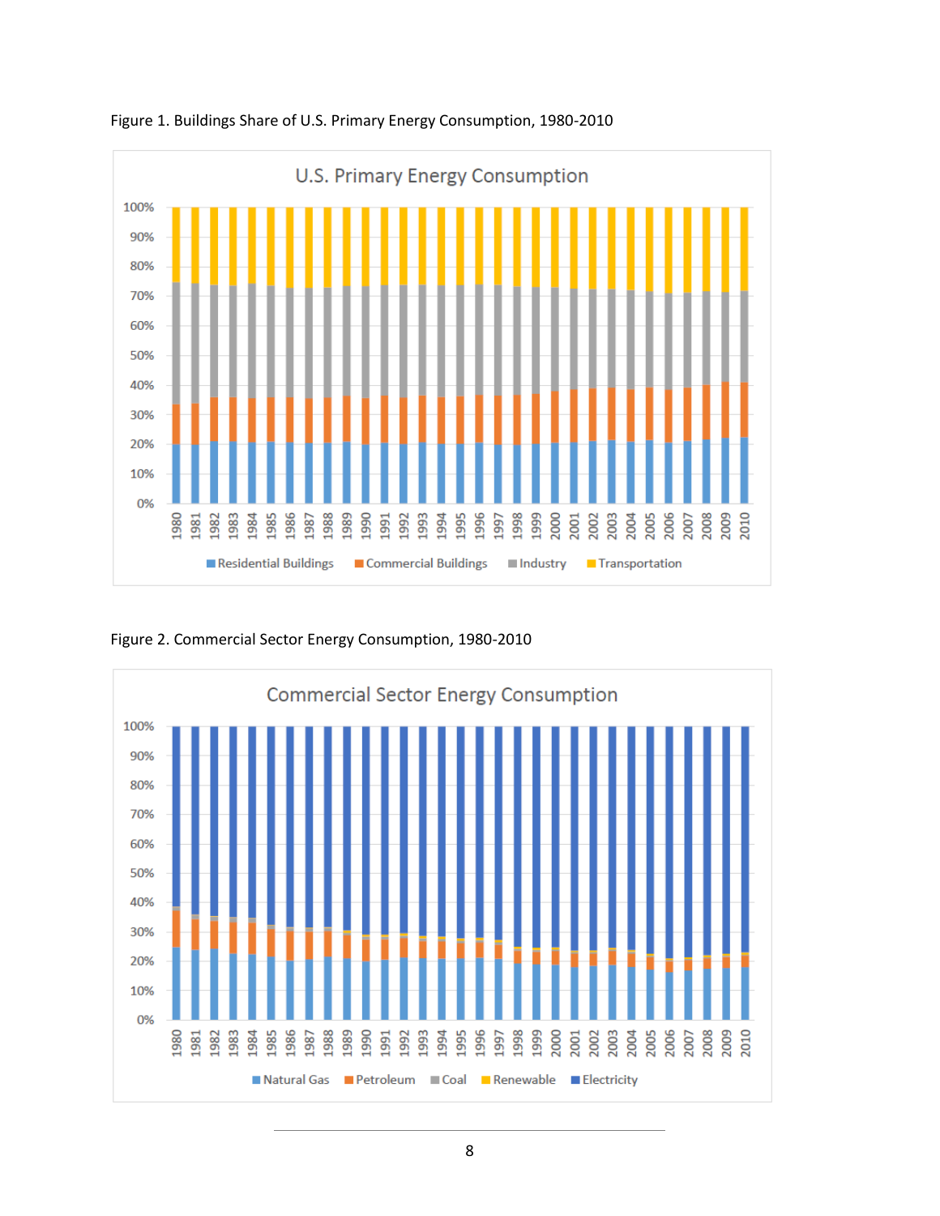Figure 1. Buildings Share of U.S. Primary Energy Consumption, 1980-2010

Figure 2. Commercial Sector Energy Consumption, 1980-2010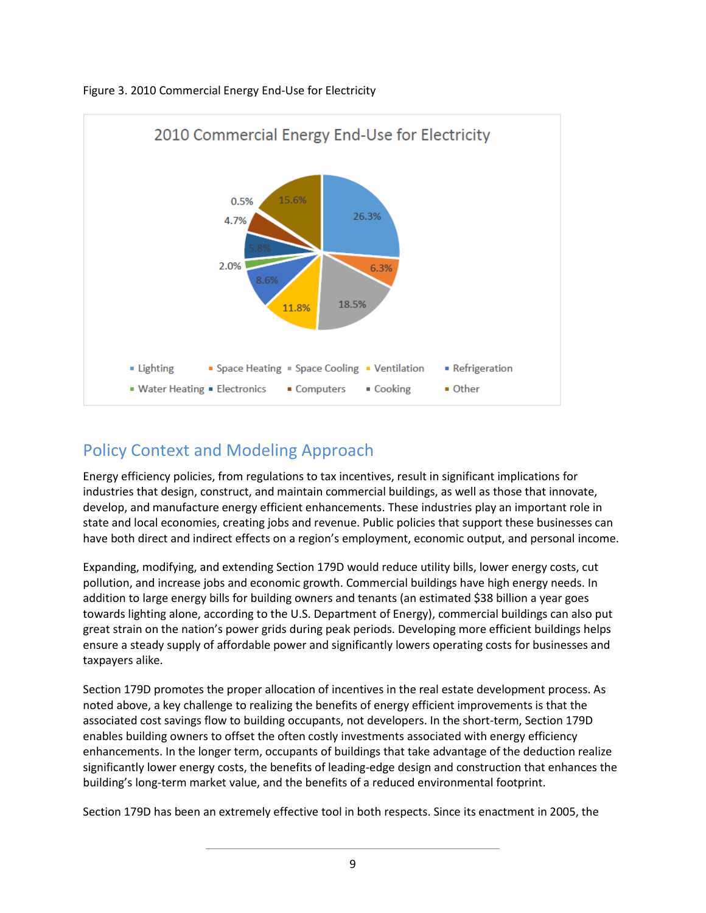Figure 3. 2010 Commercial Energy End-Use for Electricity

**2010 Commercial Energy End-Use for Electricity**

| End-Use | Share |
| --- | --- |
| Lighting | 26.3% |
| Space Heating | 6.3% |
| Space Cooling | 18.5% |
| Ventilation | 11.8% |
| Refrigeration | 8.6% |
| Water Heating | 2.0% |
| Electronics | 5.8% |
| Computers | 4.7% |
| Cooking | 0.5% |
| Other | 15.6% |

## Policy Context and Modeling Approach

Energy efficiency policies, from regulations to tax incentives, result in significant implications for industries that design, construct, and maintain commercial buildings, as well as those that innovate, develop, and manufacture energy efficient enhancements. These industries play an important role in state and local economies, creating jobs and revenue. Public policies that support these businesses can have both direct and indirect effects on a region's employment, economic output, and personal income.

Expanding, modifying, and extending Section 179D would reduce utility bills, lower energy costs, cut pollution, and increase jobs and economic growth. Commercial buildings have high energy needs. In addition to large energy bills for building owners and tenants (an estimated $38 billion a year goes towards lighting alone, according to the U.S. Department of Energy), commercial buildings can also put great strain on the nation's power grids during peak periods. Developing more efficient buildings helps ensure a steady supply of affordable power and significantly lowers operating costs for businesses and taxpayers alike.

Section 179D promotes the proper allocation of incentives in the real estate development process. As noted above, a key challenge to realizing the benefits of energy efficient improvements is that the associated cost savings flow to building occupants, not developers. In the short-term, Section 179D enables building owners to offset the often costly investments associated with energy efficiency enhancements. In the longer term, occupants of buildings that take advantage of the deduction realize significantly lower energy costs, the benefits of leading-edge design and construction that enhances the building's long-term market value, and the benefits of a reduced environmental footprint.

Section 179D has been an extremely effective tool in both respects. Since its enactment in 2005, the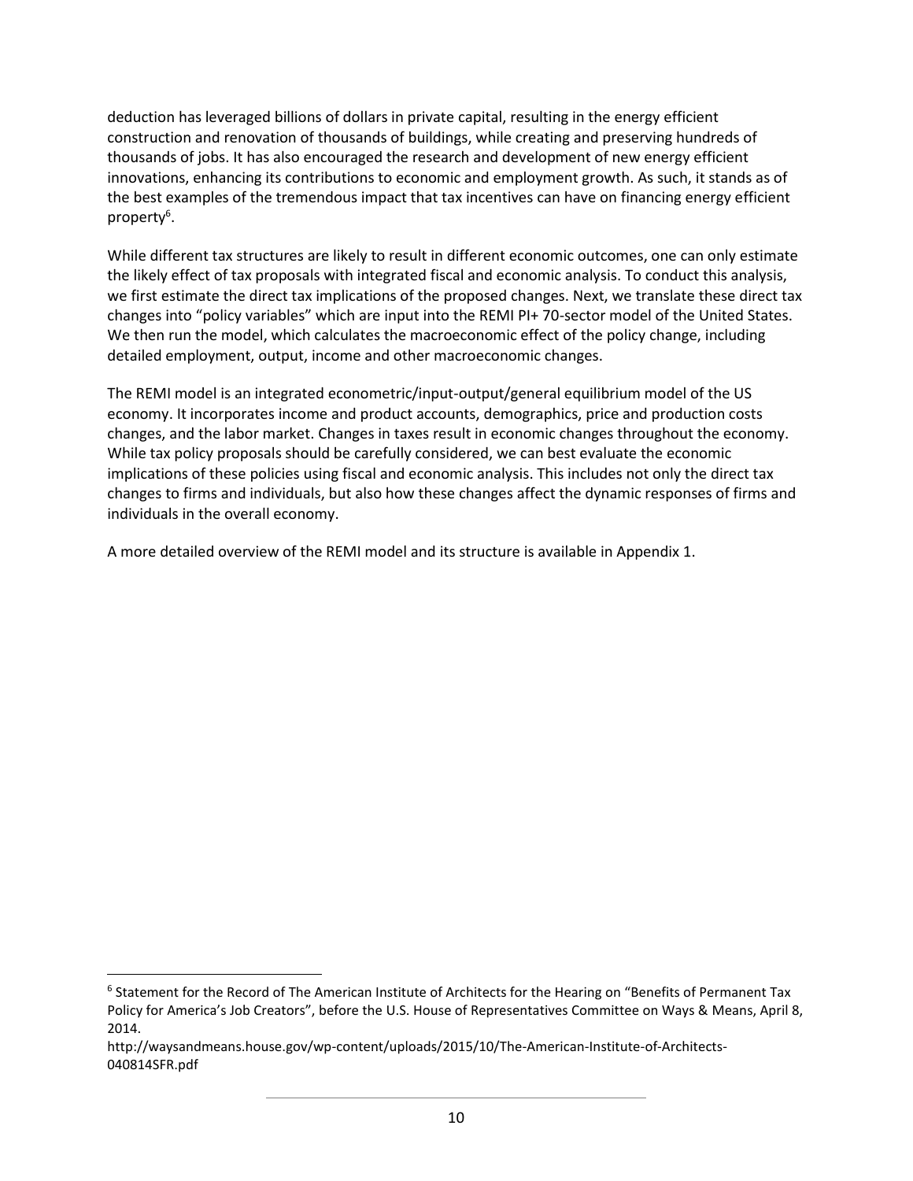deduction has leveraged billions of dollars in private capital, resulting in the energy efficient construction and renovation of thousands of buildings, while creating and preserving hundreds of thousands of jobs. It has also encouraged the research and development of new energy efficient innovations, enhancing its contributions to economic and employment growth. As such, it stands as of the best examples of the tremendous impact that tax incentives can have on financing energy efficient property[6].

While different tax structures are likely to result in different economic outcomes, one can only estimate the likely effect of tax proposals with integrated fiscal and economic analysis. To conduct this analysis, we first estimate the direct tax implications of the proposed changes. Next, we translate these direct tax changes into "policy variables" which are input into the REMI PI+ 70-sector model of the United States. We then run the model, which calculates the macroeconomic effect of the policy change, including detailed employment, output, income and other macroeconomic changes.

The REMI model is an integrated econometric/input-output/general equilibrium model of the US economy. It incorporates income and product accounts, demographics, price and production costs changes, and the labor market. Changes in taxes result in economic changes throughout the economy. While tax policy proposals should be carefully considered, we can best evaluate the economic implications of these policies using fiscal and economic analysis. This includes not only the direct tax changes to firms and individuals, but also how these changes affect the dynamic responses of firms and individuals in the overall economy.

A more detailed overview of the REMI model and its structure is available in Appendix 1.

---

[6] Statement for the Record of The American Institute of Architects for the Hearing on "Benefits of Permanent Tax Policy for America's Job Creators", before the U.S. House of Representatives Committee on Ways & Means, April 8, 2014.

http://waysandmeans.house.gov/wp-content/uploads/2015/10/The-American-Institute-of-Architects-040814SFR.pdf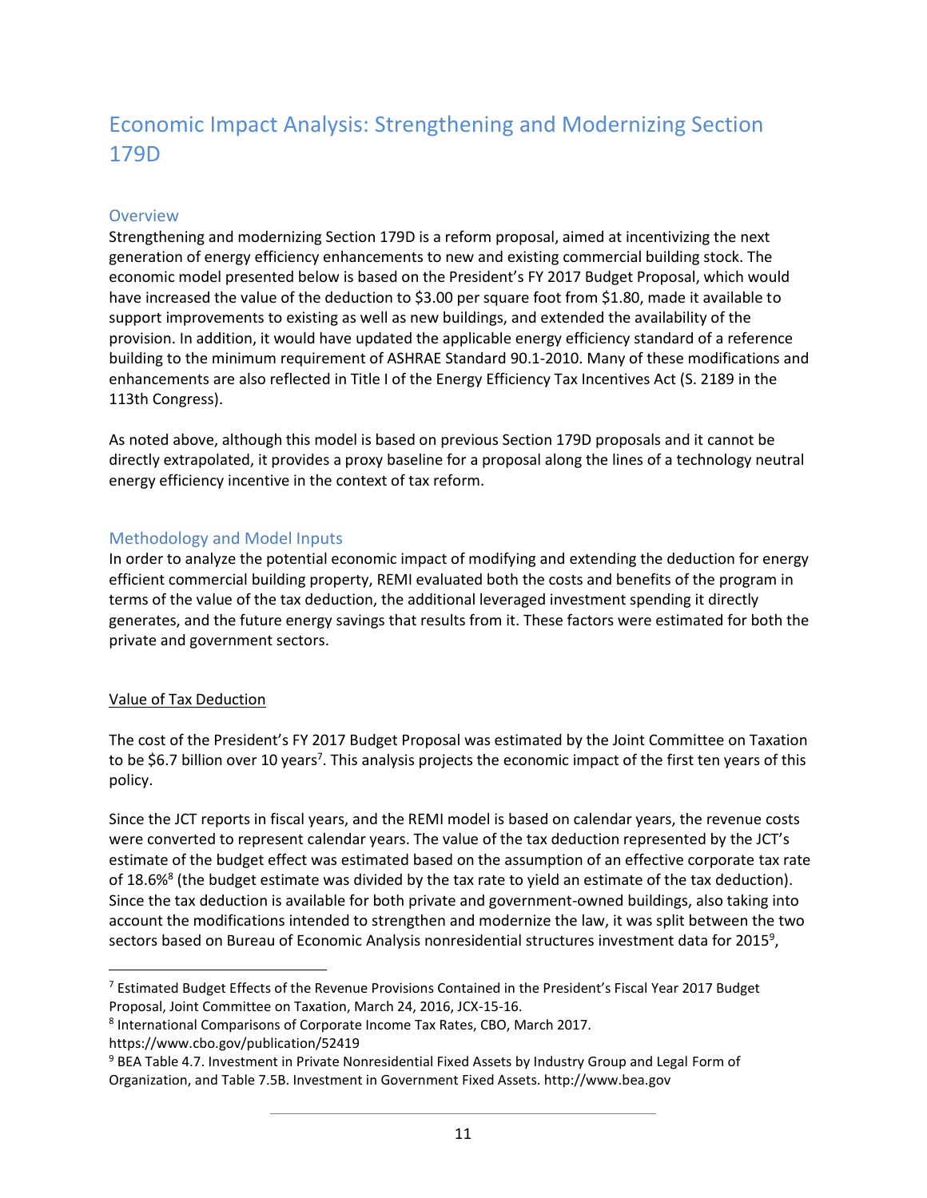# Economic Impact Analysis: Strengthening and Modernizing Section 179D

## Overview

Strengthening and modernizing Section 179D is a reform proposal, aimed at incentivizing the next generation of energy efficiency enhancements to new and existing commercial building stock. The economic model presented below is based on the President's FY 2017 Budget Proposal, which would have increased the value of the deduction to $3.00 per square foot from $1.80, made it available to support improvements to existing as well as new buildings, and extended the availability of the provision. In addition, it would have updated the applicable energy efficiency standard of a reference building to the minimum requirement of ASHRAE Standard 90.1-2010. Many of these modifications and enhancements are also reflected in Title I of the Energy Efficiency Tax Incentives Act (S. 2189 in the 113th Congress).

As noted above, although this model is based on previous Section 179D proposals and it cannot be directly extrapolated, it provides a proxy baseline for a proposal along the lines of a technology neutral energy efficiency incentive in the context of tax reform.

## Methodology and Model Inputs

In order to analyze the potential economic impact of modifying and extending the deduction for energy efficient commercial building property, REMI evaluated both the costs and benefits of the program in terms of the value of the tax deduction, the additional leveraged investment spending it directly generates, and the future energy savings that results from it. These factors were estimated for both the private and government sectors.

### Value of Tax Deduction

The cost of the President's FY 2017 Budget Proposal was estimated by the Joint Committee on Taxation to be $6.7 billion over 10 years[7]. This analysis projects the economic impact of the first ten years of this policy.

Since the JCT reports in fiscal years, and the REMI model is based on calendar years, the revenue costs were converted to represent calendar years. The value of the tax deduction represented by the JCT's estimate of the budget effect was estimated based on the assumption of an effective corporate tax rate of 18.6%[8] (the budget estimate was divided by the tax rate to yield an estimate of the tax deduction). Since the tax deduction is available for both private and government-owned buildings, also taking into account the modifications intended to strengthen and modernize the law, it was split between the two sectors based on Bureau of Economic Analysis nonresidential structures investment data for 2015[9],

[7] Estimated Budget Effects of the Revenue Provisions Contained in the President's Fiscal Year 2017 Budget Proposal, Joint Committee on Taxation, March 24, 2016, JCX-15-16.

[8] International Comparisons of Corporate Income Tax Rates, CBO, March 2017. https://www.cbo.gov/publication/52419

[9] BEA Table 4.7. Investment in Private Nonresidential Fixed Assets by Industry Group and Legal Form of Organization, and Table 7.5B. Investment in Government Fixed Assets. http://www.bea.gov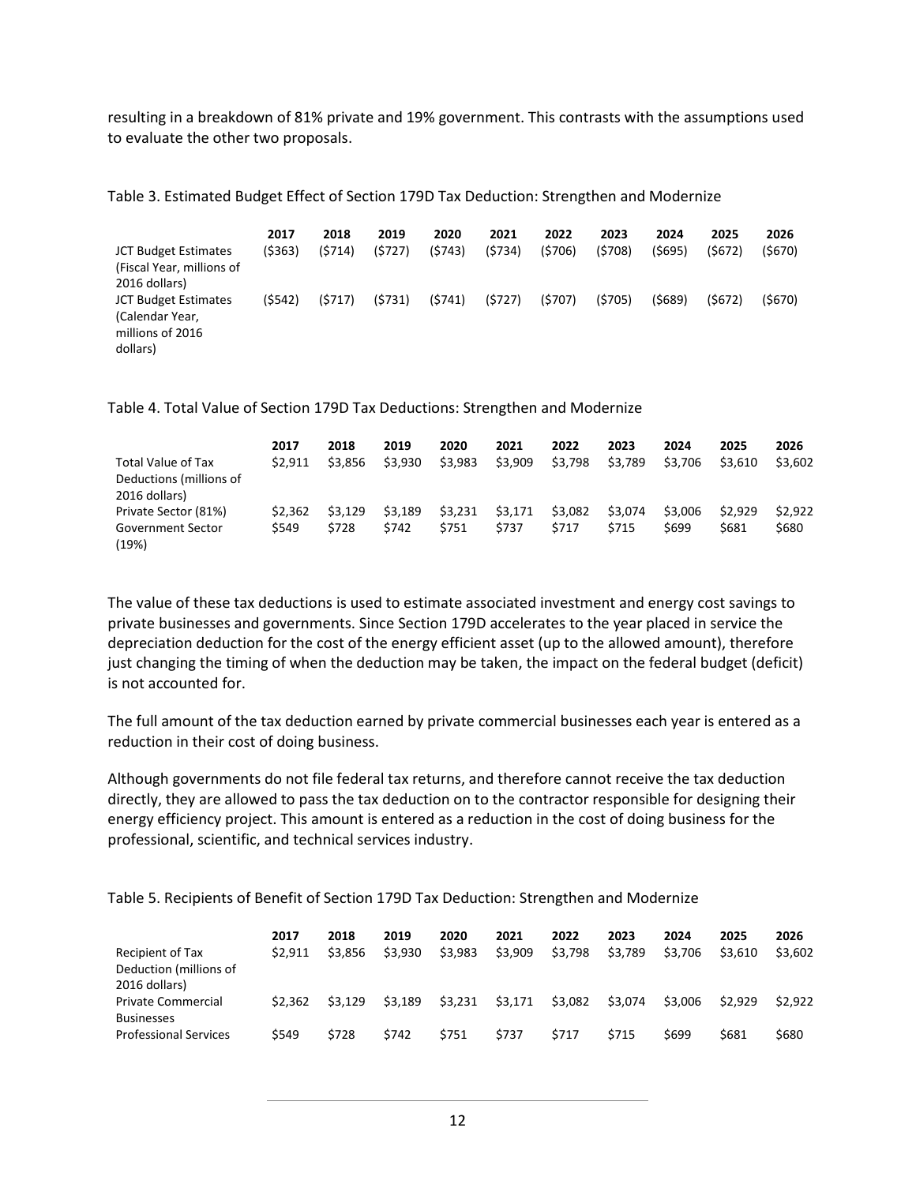resulting in a breakdown of 81% private and 19% government. This contrasts with the assumptions used to evaluate the other two proposals.

Table 3. Estimated Budget Effect of Section 179D Tax Deduction: Strengthen and Modernize

| | 2017 | 2018 | 2019 | 2020 | 2021 | 2022 | 2023 | 2024 | 2025 | 2026 |
|---|---|---|---|---|---|---|---|---|---|---|
| JCT Budget Estimates (Fiscal Year, millions of 2016 dollars) | ($363) | ($714) | ($727) | ($743) | ($734) | ($706) | ($708) | ($695) | ($672) | ($670) |
| JCT Budget Estimates (Calendar Year, millions of 2016 dollars) | ($542) | ($717) | ($731) | ($741) | ($727) | ($707) | ($705) | ($689) | ($672) | ($670) |

Table 4. Total Value of Section 179D Tax Deductions: Strengthen and Modernize

| | 2017 | 2018 | 2019 | 2020 | 2021 | 2022 | 2023 | 2024 | 2025 | 2026 |
|---|---|---|---|---|---|---|---|---|---|---|
| Total Value of Tax Deductions (millions of 2016 dollars) | $2,911 | $3,856 | $3,930 | $3,983 | $3,909 | $3,798 | $3,789 | $3,706 | $3,610 | $3,602 |
| Private Sector (81%) | $2,362 | $3,129 | $3,189 | $3,231 | $3,171 | $3,082 | $3,074 | $3,006 | $2,929 | $2,922 |
| Government Sector (19%) | $549 | $728 | $742 | $751 | $737 | $717 | $715 | $699 | $681 | $680 |

The value of these tax deductions is used to estimate associated investment and energy cost savings to private businesses and governments. Since Section 179D accelerates to the year placed in service the depreciation deduction for the cost of the energy efficient asset (up to the allowed amount), therefore just changing the timing of when the deduction may be taken, the impact on the federal budget (deficit) is not accounted for.

The full amount of the tax deduction earned by private commercial businesses each year is entered as a reduction in their cost of doing business.

Although governments do not file federal tax returns, and therefore cannot receive the tax deduction directly, they are allowed to pass the tax deduction on to the contractor responsible for designing their energy efficiency project. This amount is entered as a reduction in the cost of doing business for the professional, scientific, and technical services industry.

Table 5. Recipients of Benefit of Section 179D Tax Deduction: Strengthen and Modernize

| | 2017 | 2018 | 2019 | 2020 | 2021 | 2022 | 2023 | 2024 | 2025 | 2026 |
|---|---|---|---|---|---|---|---|---|---|---|
| Recipient of Tax Deduction (millions of 2016 dollars) | $2,911 | $3,856 | $3,930 | $3,983 | $3,909 | $3,798 | $3,789 | $3,706 | $3,610 | $3,602 |
| Private Commercial Businesses | $2,362 | $3,129 | $3,189 | $3,231 | $3,171 | $3,082 | $3,074 | $3,006 | $2,929 | $2,922 |
| Professional Services | $549 | $728 | $742 | $751 | $737 | $717 | $715 | $699 | $681 | $680 |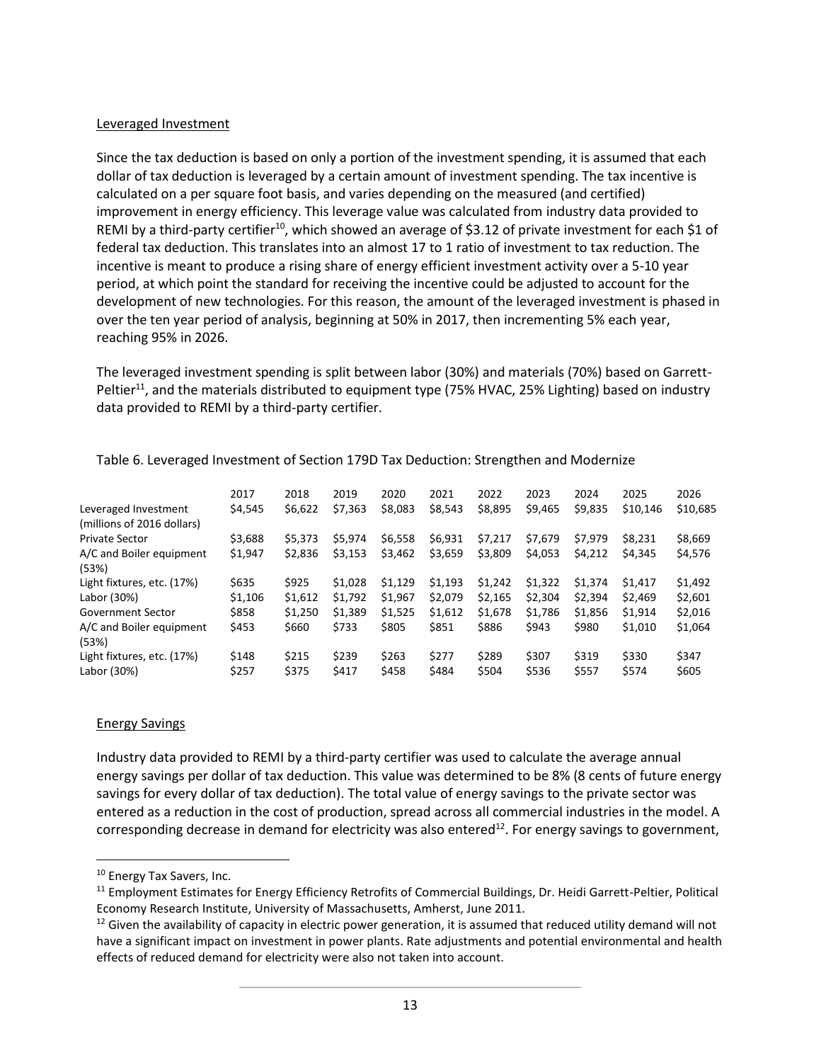Leveraged Investment

Since the tax deduction is based on only a portion of the investment spending, it is assumed that each dollar of tax deduction is leveraged by a certain amount of investment spending. The tax incentive is calculated on a per square foot basis, and varies depending on the measured (and certified) improvement in energy efficiency. This leverage value was calculated from industry data provided to REMI by a third-party certifier[10], which showed an average of $3.12 of private investment for each $1 of federal tax deduction. This translates into an almost 17 to 1 ratio of investment to tax reduction. The incentive is meant to produce a rising share of energy efficient investment activity over a 5-10 year period, at which point the standard for receiving the incentive could be adjusted to account for the development of new technologies. For this reason, the amount of the leveraged investment is phased in over the ten year period of analysis, beginning at 50% in 2017, then incrementing 5% each year, reaching 95% in 2026.

The leveraged investment spending is split between labor (30%) and materials (70%) based on Garrett-Peltier[11], and the materials distributed to equipment type (75% HVAC, 25% Lighting) based on industry data provided to REMI by a third-party certifier.

Table 6. Leveraged Investment of Section 179D Tax Deduction: Strengthen and Modernize

| | 2017 | 2018 | 2019 | 2020 | 2021 | 2022 | 2023 | 2024 | 2025 | 2026 |
|---|---|---|---|---|---|---|---|---|---|---|
| Leveraged Investment (millions of 2016 dollars) | $4,545 | $6,622 | $7,363 | $8,083 | $8,543 | $8,895 | $9,465 | $9,835 | $10,146 | $10,685 |
| Private Sector | $3,688 | $5,373 | $5,974 | $6,558 | $6,931 | $7,217 | $7,679 | $7,979 | $8,231 | $8,669 |
| A/C and Boiler equipment (53%) | $1,947 | $2,836 | $3,153 | $3,462 | $3,659 | $3,809 | $4,053 | $4,212 | $4,345 | $4,576 |
| Light fixtures, etc. (17%) | $635 | $925 | $1,028 | $1,129 | $1,193 | $1,242 | $1,322 | $1,374 | $1,417 | $1,492 |
| Labor (30%) | $1,106 | $1,612 | $1,792 | $1,967 | $2,079 | $2,165 | $2,304 | $2,394 | $2,469 | $2,601 |
| Government Sector | $858 | $1,250 | $1,389 | $1,525 | $1,612 | $1,678 | $1,786 | $1,856 | $1,914 | $2,016 |
| A/C and Boiler equipment (53%) | $453 | $660 | $733 | $805 | $851 | $886 | $943 | $980 | $1,010 | $1,064 |
| Light fixtures, etc. (17%) | $148 | $215 | $239 | $263 | $277 | $289 | $307 | $319 | $330 | $347 |
| Labor (30%) | $257 | $375 | $417 | $458 | $484 | $504 | $536 | $557 | $574 | $605 |

Energy Savings

Industry data provided to REMI by a third-party certifier was used to calculate the average annual energy savings per dollar of tax deduction. This value was determined to be 8% (8 cents of future energy savings for every dollar of tax deduction). The total value of energy savings to the private sector was entered as a reduction in the cost of production, spread across all commercial industries in the model. A corresponding decrease in demand for electricity was also entered[12]. For energy savings to government,

---

[10] Energy Tax Savers, Inc.

[11] Employment Estimates for Energy Efficiency Retrofits of Commercial Buildings, Dr. Heidi Garrett-Peltier, Political Economy Research Institute, University of Massachusetts, Amherst, June 2011.

[12] Given the availability of capacity in electric power generation, it is assumed that reduced utility demand will not have a significant impact on investment in power plants. Rate adjustments and potential environmental and health effects of reduced demand for electricity were also not taken into account.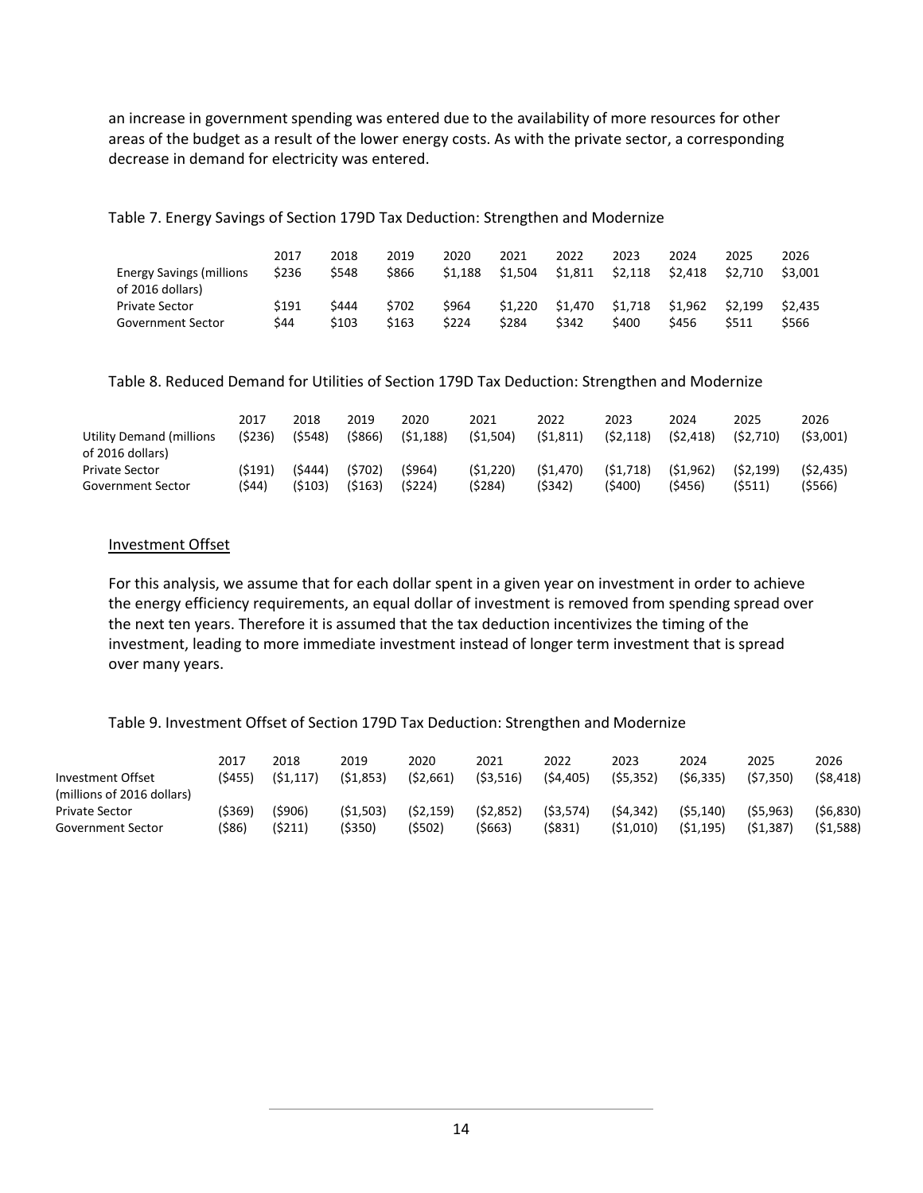an increase in government spending was entered due to the availability of more resources for other areas of the budget as a result of the lower energy costs. As with the private sector, a corresponding decrease in demand for electricity was entered.

Table 7. Energy Savings of Section 179D Tax Deduction: Strengthen and Modernize

| | 2017 | 2018 | 2019 | 2020 | 2021 | 2022 | 2023 | 2024 | 2025 | 2026 |
|---|---|---|---|---|---|---|---|---|---|---|
| Energy Savings (millions of 2016 dollars) | $236 | $548 | $866 | $1,188 | $1,504 | $1,811 | $2,118 | $2,418 | $2,710 | $3,001 |
| Private Sector | $191 | $444 | $702 | $964 | $1,220 | $1,470 | $1,718 | $1,962 | $2,199 | $2,435 |
| Government Sector | $44 | $103 | $163 | $224 | $284 | $342 | $400 | $456 | $511 | $566 |

Table 8. Reduced Demand for Utilities of Section 179D Tax Deduction: Strengthen and Modernize

| | 2017 | 2018 | 2019 | 2020 | 2021 | 2022 | 2023 | 2024 | 2025 | 2026 |
|---|---|---|---|---|---|---|---|---|---|---|
| Utility Demand (millions of 2016 dollars) | ($236) | ($548) | ($866) | ($1,188) | ($1,504) | ($1,811) | ($2,118) | ($2,418) | ($2,710) | ($3,001) |
| Private Sector | ($191) | ($444) | ($702) | ($964) | ($1,220) | ($1,470) | ($1,718) | ($1,962) | ($2,199) | ($2,435) |
| Government Sector | ($44) | ($103) | ($163) | ($224) | ($284) | ($342) | ($400) | ($456) | ($511) | ($566) |

<u>Investment Offset</u>

For this analysis, we assume that for each dollar spent in a given year on investment in order to achieve the energy efficiency requirements, an equal dollar of investment is removed from spending spread over the next ten years. Therefore it is assumed that the tax deduction incentivizes the timing of the investment, leading to more immediate investment instead of longer term investment that is spread over many years.

Table 9. Investment Offset of Section 179D Tax Deduction: Strengthen and Modernize

| | 2017 | 2018 | 2019 | 2020 | 2021 | 2022 | 2023 | 2024 | 2025 | 2026 |
|---|---|---|---|---|---|---|---|---|---|---|
| Investment Offset (millions of 2016 dollars) | ($455) | ($1,117) | ($1,853) | ($2,661) | ($3,516) | ($4,405) | ($5,352) | ($6,335) | ($7,350) | ($8,418) |
| Private Sector | ($369) | ($906) | ($1,503) | ($2,159) | ($2,852) | ($3,574) | ($4,342) | ($5,140) | ($5,963) | ($6,830) |
| Government Sector | ($86) | ($211) | ($350) | ($502) | ($663) | ($831) | ($1,010) | ($1,195) | ($1,387) | ($1,588) |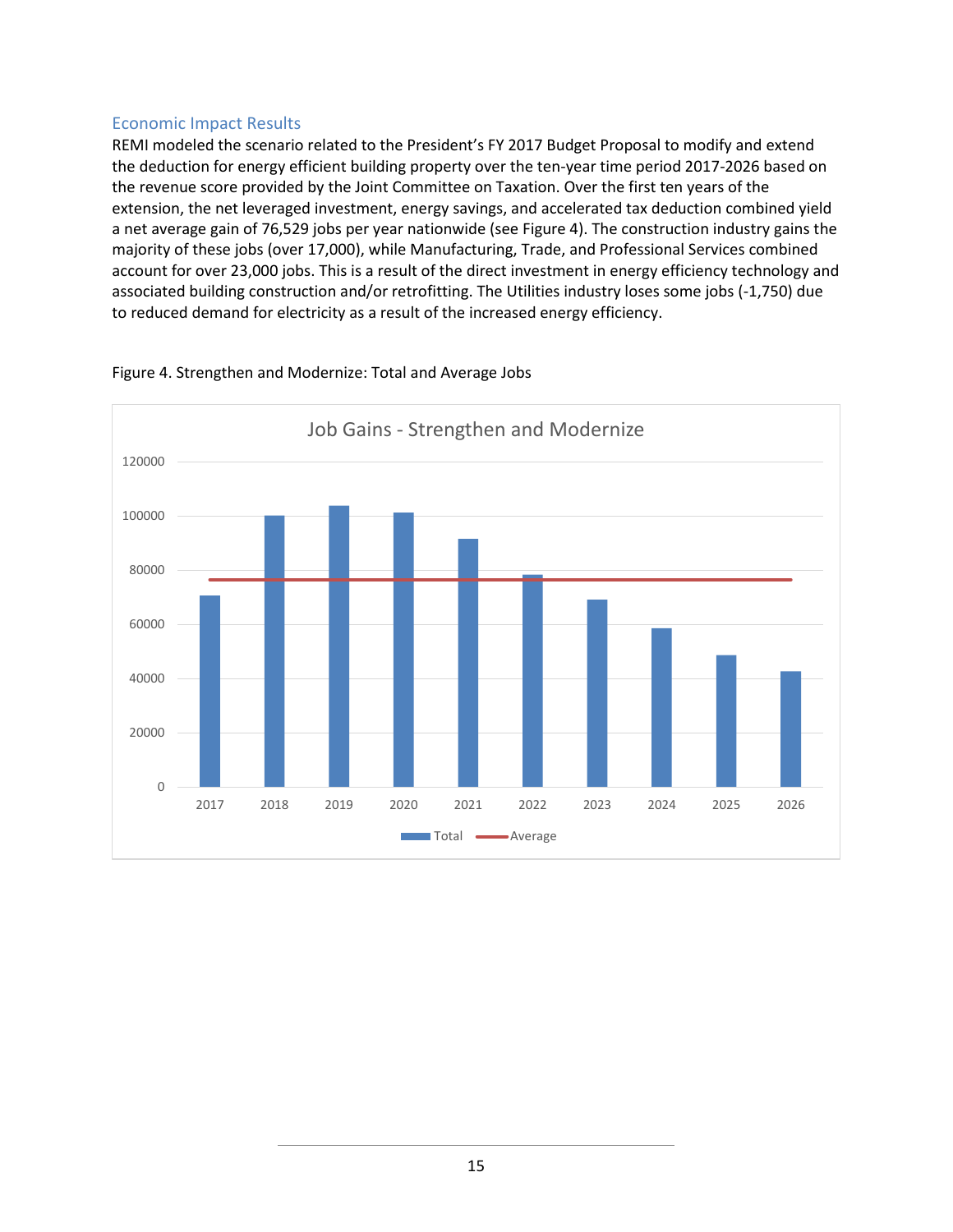## Economic Impact Results

REMI modeled the scenario related to the President's FY 2017 Budget Proposal to modify and extend the deduction for energy efficient building property over the ten-year time period 2017-2026 based on the revenue score provided by the Joint Committee on Taxation. Over the first ten years of the extension, the net leveraged investment, energy savings, and accelerated tax deduction combined yield a net average gain of 76,529 jobs per year nationwide (see Figure 4). The construction industry gains the majority of these jobs (over 17,000), while Manufacturing, Trade, and Professional Services combined account for over 23,000 jobs. This is a result of the direct investment in energy efficiency technology and associated building construction and/or retrofitting. The Utilities industry loses some jobs (-1,750) due to reduced demand for electricity as a result of the increased energy efficiency.

Figure 4. Strengthen and Modernize: Total and Average Jobs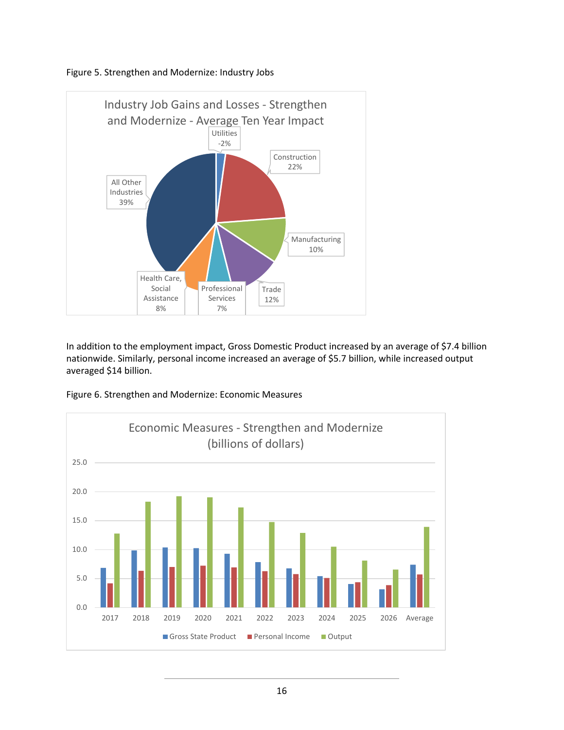Figure 5. Strengthen and Modernize: Industry Jobs

In addition to the employment impact, Gross Domestic Product increased by an average of $7.4 billion nationwide. Similarly, personal income increased an average of $5.7 billion, while increased output averaged $14 billion.

Figure 6. Strengthen and Modernize: Economic Measures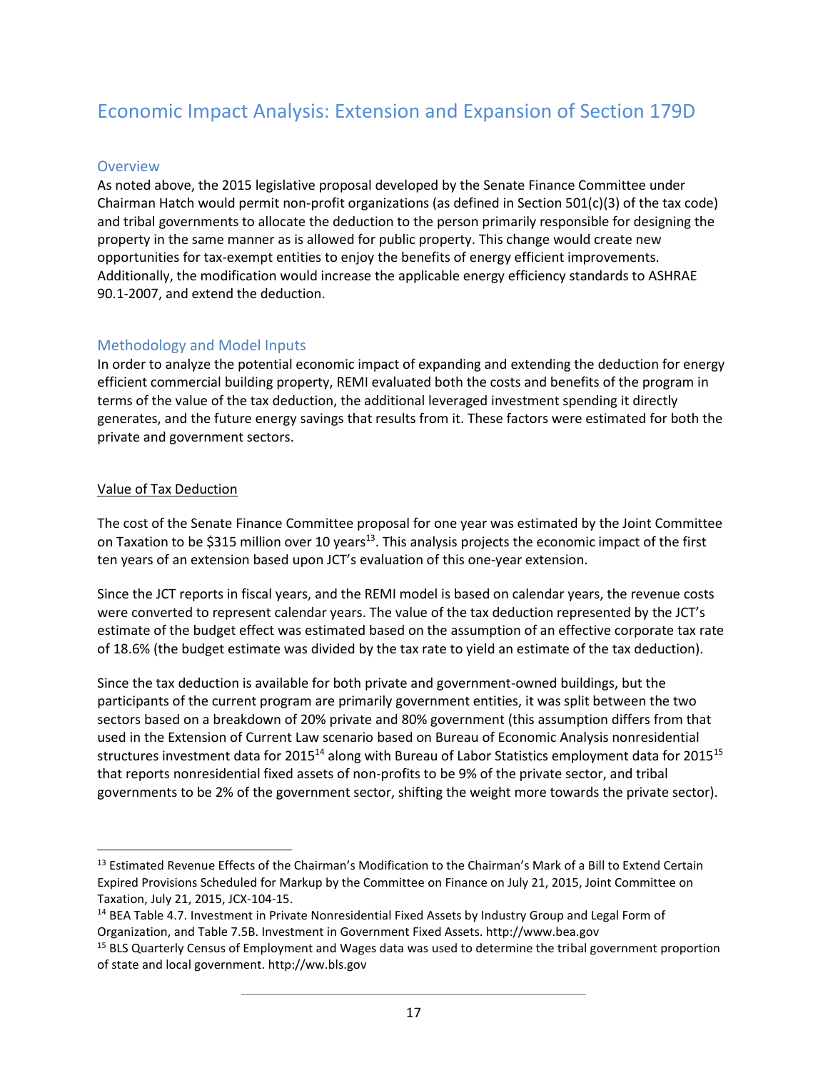# Economic Impact Analysis: Extension and Expansion of Section 179D

## Overview

As noted above, the 2015 legislative proposal developed by the Senate Finance Committee under Chairman Hatch would permit non-profit organizations (as defined in Section 501(c)(3) of the tax code) and tribal governments to allocate the deduction to the person primarily responsible for designing the property in the same manner as is allowed for public property. This change would create new opportunities for tax-exempt entities to enjoy the benefits of energy efficient improvements. Additionally, the modification would increase the applicable energy efficiency standards to ASHRAE 90.1-2007, and extend the deduction.

## Methodology and Model Inputs

In order to analyze the potential economic impact of expanding and extending the deduction for energy efficient commercial building property, REMI evaluated both the costs and benefits of the program in terms of the value of the tax deduction, the additional leveraged investment spending it directly generates, and the future energy savings that results from it. These factors were estimated for both the private and government sectors.

<u>Value of Tax Deduction</u>

The cost of the Senate Finance Committee proposal for one year was estimated by the Joint Committee on Taxation to be $315 million over 10 years[13]. This analysis projects the economic impact of the first ten years of an extension based upon JCT's evaluation of this one-year extension.

Since the JCT reports in fiscal years, and the REMI model is based on calendar years, the revenue costs were converted to represent calendar years. The value of the tax deduction represented by the JCT's estimate of the budget effect was estimated based on the assumption of an effective corporate tax rate of 18.6% (the budget estimate was divided by the tax rate to yield an estimate of the tax deduction).

Since the tax deduction is available for both private and government-owned buildings, but the participants of the current program are primarily government entities, it was split between the two sectors based on a breakdown of 20% private and 80% government (this assumption differs from that used in the Extension of Current Law scenario based on Bureau of Economic Analysis nonresidential structures investment data for 2015[14] along with Bureau of Labor Statistics employment data for 2015[15] that reports nonresidential fixed assets of non-profits to be 9% of the private sector, and tribal governments to be 2% of the government sector, shifting the weight more towards the private sector).

---

[13] Estimated Revenue Effects of the Chairman's Modification to the Chairman's Mark of a Bill to Extend Certain Expired Provisions Scheduled for Markup by the Committee on Finance on July 21, 2015, Joint Committee on Taxation, July 21, 2015, JCX-104-15.

[14] BEA Table 4.7. Investment in Private Nonresidential Fixed Assets by Industry Group and Legal Form of Organization, and Table 7.5B. Investment in Government Fixed Assets. http://www.bea.gov

[15] BLS Quarterly Census of Employment and Wages data was used to determine the tribal government proportion of state and local government. http://ww.bls.gov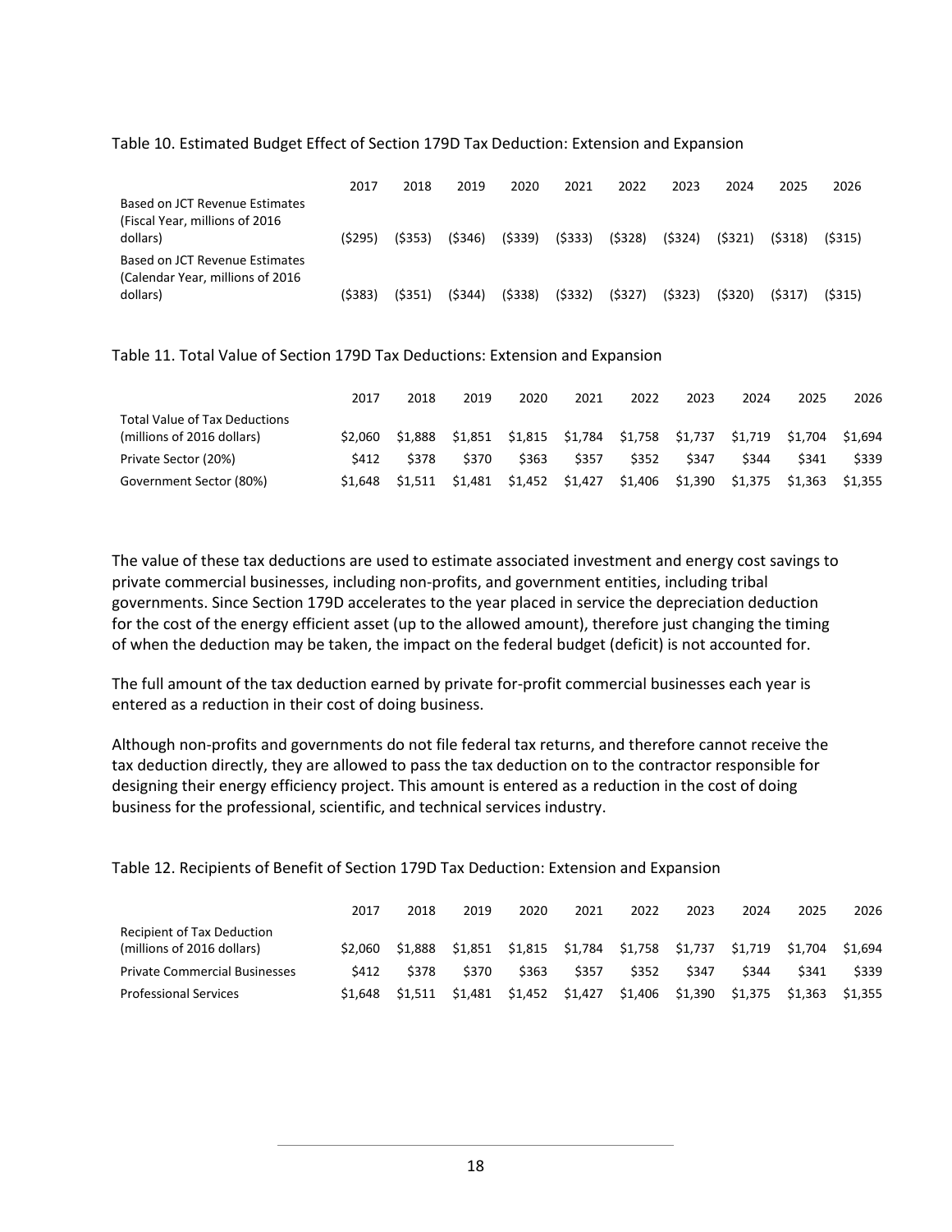Table 10. Estimated Budget Effect of Section 179D Tax Deduction: Extension and Expansion

| | 2017 | 2018 | 2019 | 2020 | 2021 | 2022 | 2023 | 2024 | 2025 | 2026 |
|---|---|---|---|---|---|---|---|---|---|---|
| Based on JCT Revenue Estimates (Fiscal Year, millions of 2016 dollars) | ($295) | ($353) | ($346) | ($339) | ($333) | ($328) | ($324) | ($321) | ($318) | ($315) |
| Based on JCT Revenue Estimates (Calendar Year, millions of 2016 dollars) | ($383) | ($351) | ($344) | ($338) | ($332) | ($327) | ($323) | ($320) | ($317) | ($315) |

Table 11. Total Value of Section 179D Tax Deductions: Extension and Expansion

| | 2017 | 2018 | 2019 | 2020 | 2021 | 2022 | 2023 | 2024 | 2025 | 2026 |
|---|---|---|---|---|---|---|---|---|---|---|
| Total Value of Tax Deductions (millions of 2016 dollars) | $2,060 | $1,888 | $1,851 | $1,815 | $1,784 | $1,758 | $1,737 | $1,719 | $1,704 | $1,694 |
| Private Sector (20%) | $412 | $378 | $370 | $363 | $357 | $352 | $347 | $344 | $341 | $339 |
| Government Sector (80%) | $1,648 | $1,511 | $1,481 | $1,452 | $1,427 | $1,406 | $1,390 | $1,375 | $1,363 | $1,355 |

The value of these tax deductions are used to estimate associated investment and energy cost savings to private commercial businesses, including non-profits, and government entities, including tribal governments. Since Section 179D accelerates to the year placed in service the depreciation deduction for the cost of the energy efficient asset (up to the allowed amount), therefore just changing the timing of when the deduction may be taken, the impact on the federal budget (deficit) is not accounted for.

The full amount of the tax deduction earned by private for-profit commercial businesses each year is entered as a reduction in their cost of doing business.

Although non-profits and governments do not file federal tax returns, and therefore cannot receive the tax deduction directly, they are allowed to pass the tax deduction on to the contractor responsible for designing their energy efficiency project. This amount is entered as a reduction in the cost of doing business for the professional, scientific, and technical services industry.

Table 12. Recipients of Benefit of Section 179D Tax Deduction: Extension and Expansion

| | 2017 | 2018 | 2019 | 2020 | 2021 | 2022 | 2023 | 2024 | 2025 | 2026 |
|---|---|---|---|---|---|---|---|---|---|---|
| Recipient of Tax Deduction (millions of 2016 dollars) | $2,060 | $1,888 | $1,851 | $1,815 | $1,784 | $1,758 | $1,737 | $1,719 | $1,704 | $1,694 |
| Private Commercial Businesses | $412 | $378 | $370 | $363 | $357 | $352 | $347 | $344 | $341 | $339 |
| Professional Services | $1,648 | $1,511 | $1,481 | $1,452 | $1,427 | $1,406 | $1,390 | $1,375 | $1,363 | $1,355 |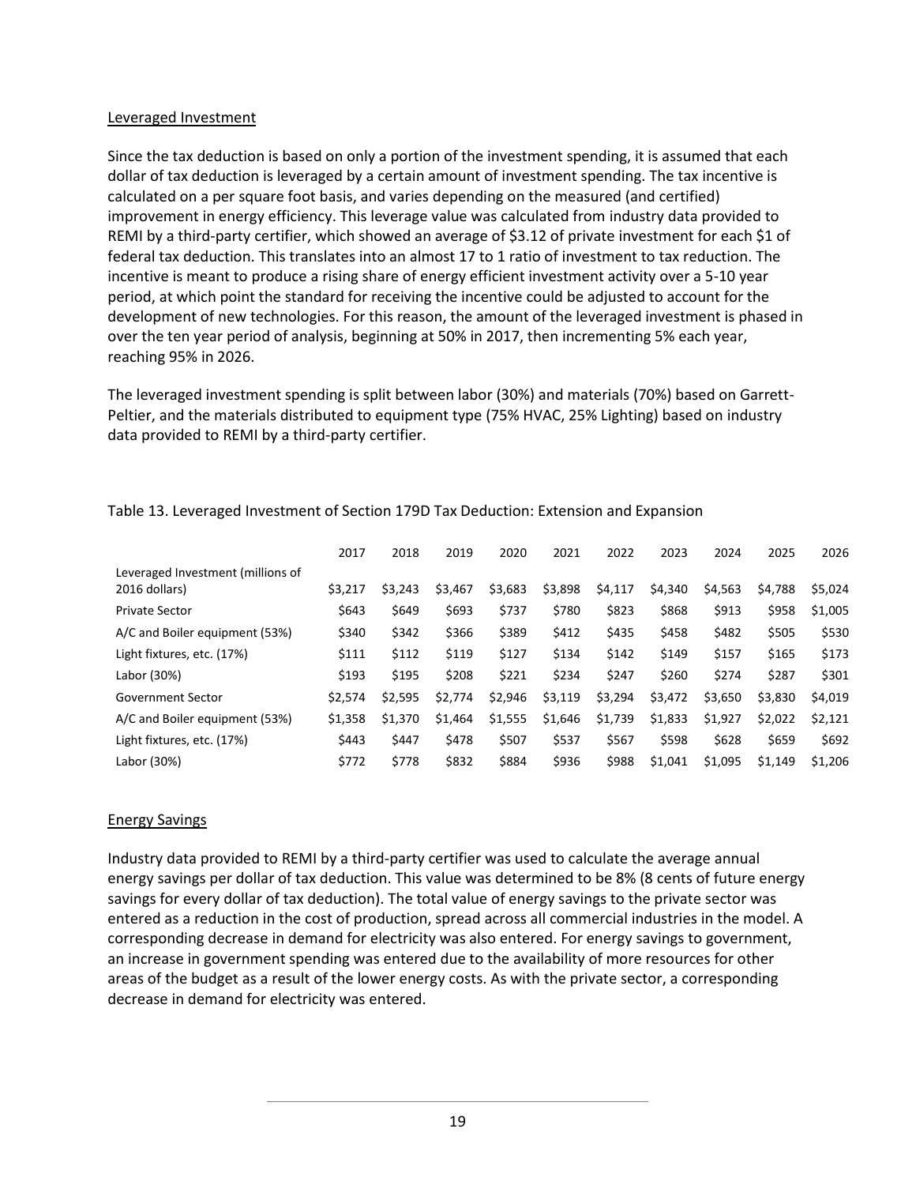## Leveraged Investment

Since the tax deduction is based on only a portion of the investment spending, it is assumed that each dollar of tax deduction is leveraged by a certain amount of investment spending. The tax incentive is calculated on a per square foot basis, and varies depending on the measured (and certified) improvement in energy efficiency. This leverage value was calculated from industry data provided to REMI by a third-party certifier, which showed an average of $3.12 of private investment for each $1 of federal tax deduction. This translates into an almost 17 to 1 ratio of investment to tax reduction. The incentive is meant to produce a rising share of energy efficient investment activity over a 5-10 year period, at which point the standard for receiving the incentive could be adjusted to account for the development of new technologies. For this reason, the amount of the leveraged investment is phased in over the ten year period of analysis, beginning at 50% in 2017, then incrementing 5% each year, reaching 95% in 2026.

The leveraged investment spending is split between labor (30%) and materials (70%) based on Garrett-Peltier, and the materials distributed to equipment type (75% HVAC, 25% Lighting) based on industry data provided to REMI by a third-party certifier.

Table 13. Leveraged Investment of Section 179D Tax Deduction: Extension and Expansion

| | 2017 | 2018 | 2019 | 2020 | 2021 | 2022 | 2023 | 2024 | 2025 | 2026 |
|---|---|---|---|---|---|---|---|---|---|---|
| Leveraged Investment (millions of 2016 dollars) | $3,217 | $3,243 | $3,467 | $3,683 | $3,898 | $4,117 | $4,340 | $4,563 | $4,788 | $5,024 |
| Private Sector | $643 | $649 | $693 | $737 | $780 | $823 | $868 | $913 | $958 | $1,005 |
| A/C and Boiler equipment (53%) | $340 | $342 | $366 | $389 | $412 | $435 | $458 | $482 | $505 | $530 |
| Light fixtures, etc. (17%) | $111 | $112 | $119 | $127 | $134 | $142 | $149 | $157 | $165 | $173 |
| Labor (30%) | $193 | $195 | $208 | $221 | $234 | $247 | $260 | $274 | $287 | $301 |
| Government Sector | $2,574 | $2,595 | $2,774 | $2,946 | $3,119 | $3,294 | $3,472 | $3,650 | $3,830 | $4,019 |
| A/C and Boiler equipment (53%) | $1,358 | $1,370 | $1,464 | $1,555 | $1,646 | $1,739 | $1,833 | $1,927 | $2,022 | $2,121 |
| Light fixtures, etc. (17%) | $443 | $447 | $478 | $507 | $537 | $567 | $598 | $628 | $659 | $692 |
| Labor (30%) | $772 | $778 | $832 | $884 | $936 | $988 | $1,041 | $1,095 | $1,149 | $1,206 |

## Energy Savings

Industry data provided to REMI by a third-party certifier was used to calculate the average annual energy savings per dollar of tax deduction. This value was determined to be 8% (8 cents of future energy savings for every dollar of tax deduction). The total value of energy savings to the private sector was entered as a reduction in the cost of production, spread across all commercial industries in the model. A corresponding decrease in demand for electricity was also entered. For energy savings to government, an increase in government spending was entered due to the availability of more resources for other areas of the budget as a result of the lower energy costs. As with the private sector, a corresponding decrease in demand for electricity was entered.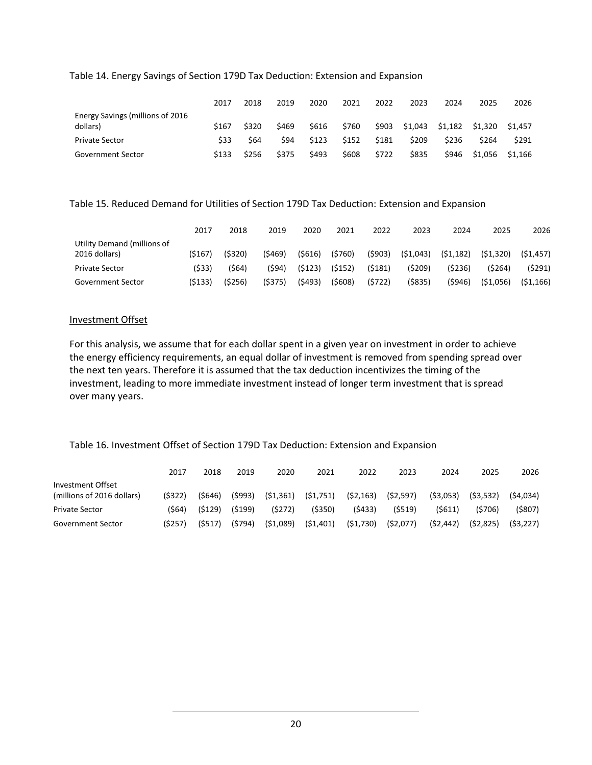Table 14. Energy Savings of Section 179D Tax Deduction: Extension and Expansion

| | 2017 | 2018 | 2019 | 2020 | 2021 | 2022 | 2023 | 2024 | 2025 | 2026 |
|---|---|---|---|---|---|---|---|---|---|---|
| Energy Savings (millions of 2016 dollars) | $167 | $320 | $469 | $616 | $760 | $903 | $1,043 | $1,182 | $1,320 | $1,457 |
| Private Sector | $33 | $64 | $94 | $123 | $152 | $181 | $209 | $236 | $264 | $291 |
| Government Sector | $133 | $256 | $375 | $493 | $608 | $722 | $835 | $946 | $1,056 | $1,166 |

Table 15. Reduced Demand for Utilities of Section 179D Tax Deduction: Extension and Expansion

| | 2017 | 2018 | 2019 | 2020 | 2021 | 2022 | 2023 | 2024 | 2025 | 2026 |
|---|---|---|---|---|---|---|---|---|---|---|
| Utility Demand (millions of 2016 dollars) | ($167) | ($320) | ($469) | ($616) | ($760) | ($903) | ($1,043) | ($1,182) | ($1,320) | ($1,457) |
| Private Sector | ($33) | ($64) | ($94) | ($123) | ($152) | ($181) | ($209) | ($236) | ($264) | ($291) |
| Government Sector | ($133) | ($256) | ($375) | ($493) | ($608) | ($722) | ($835) | ($946) | ($1,056) | ($1,166) |

Investment Offset

For this analysis, we assume that for each dollar spent in a given year on investment in order to achieve the energy efficiency requirements, an equal dollar of investment is removed from spending spread over the next ten years. Therefore it is assumed that the tax deduction incentivizes the timing of the investment, leading to more immediate investment instead of longer term investment that is spread over many years.

Table 16. Investment Offset of Section 179D Tax Deduction: Extension and Expansion

| | 2017 | 2018 | 2019 | 2020 | 2021 | 2022 | 2023 | 2024 | 2025 | 2026 |
|---|---|---|---|---|---|---|---|---|---|---|
| Investment Offset (millions of 2016 dollars) | ($322) | ($646) | ($993) | ($1,361) | ($1,751) | ($2,163) | ($2,597) | ($3,053) | ($3,532) | ($4,034) |
| Private Sector | ($64) | ($129) | ($199) | ($272) | ($350) | ($433) | ($519) | ($611) | ($706) | ($807) |
| Government Sector | ($257) | ($517) | ($794) | ($1,089) | ($1,401) | ($1,730) | ($2,077) | ($2,442) | ($2,825) | ($3,227) |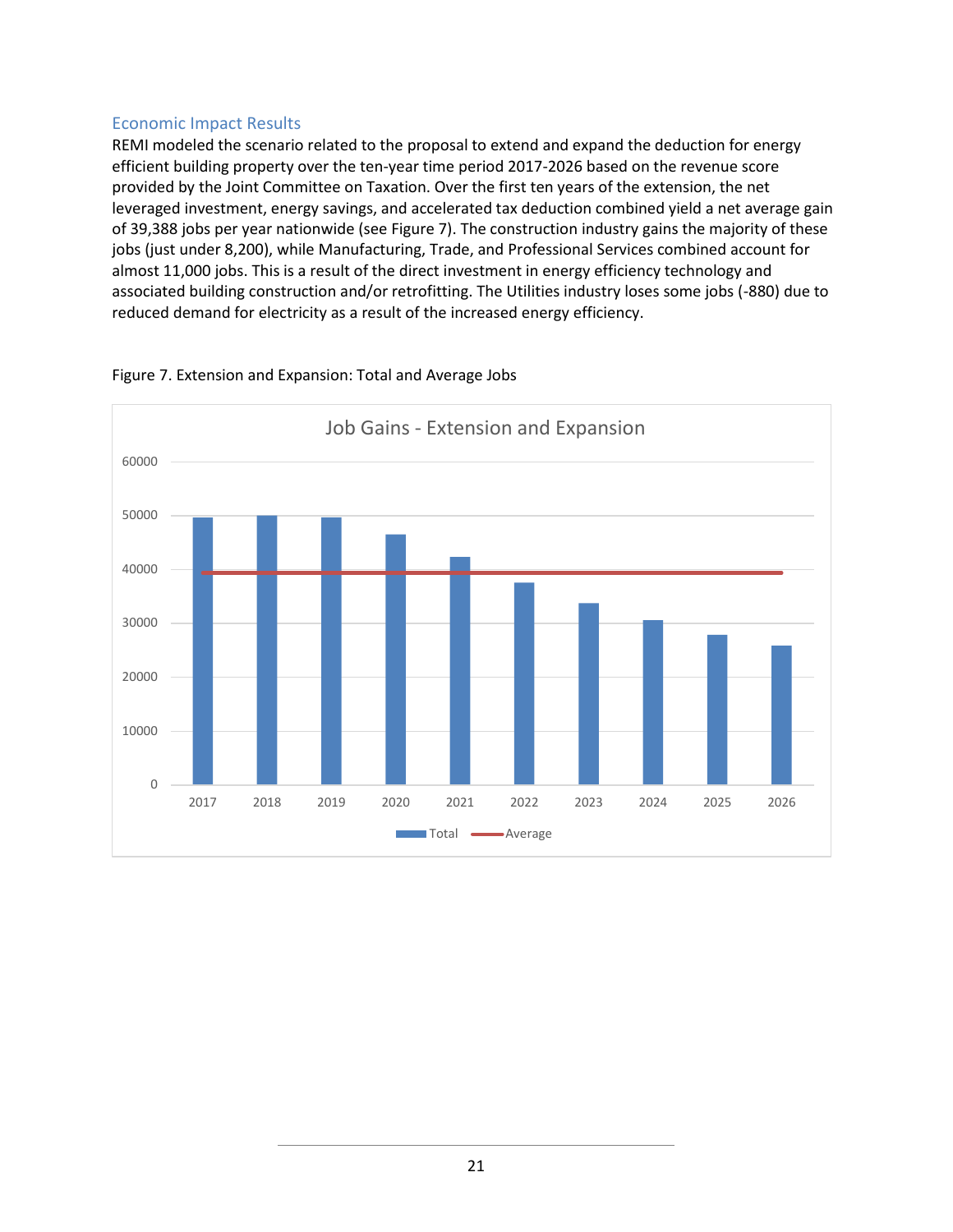### Economic Impact Results

REMI modeled the scenario related to the proposal to extend and expand the deduction for energy efficient building property over the ten-year time period 2017-2026 based on the revenue score provided by the Joint Committee on Taxation. Over the first ten years of the extension, the net leveraged investment, energy savings, and accelerated tax deduction combined yield a net average gain of 39,388 jobs per year nationwide (see Figure 7). The construction industry gains the majority of these jobs (just under 8,200), while Manufacturing, Trade, and Professional Services combined account for almost 11,000 jobs. This is a result of the direct investment in energy efficiency technology and associated building construction and/or retrofitting. The Utilities industry loses some jobs (-880) due to reduced demand for electricity as a result of the increased energy efficiency.

Figure 7. Extension and Expansion: Total and Average Jobs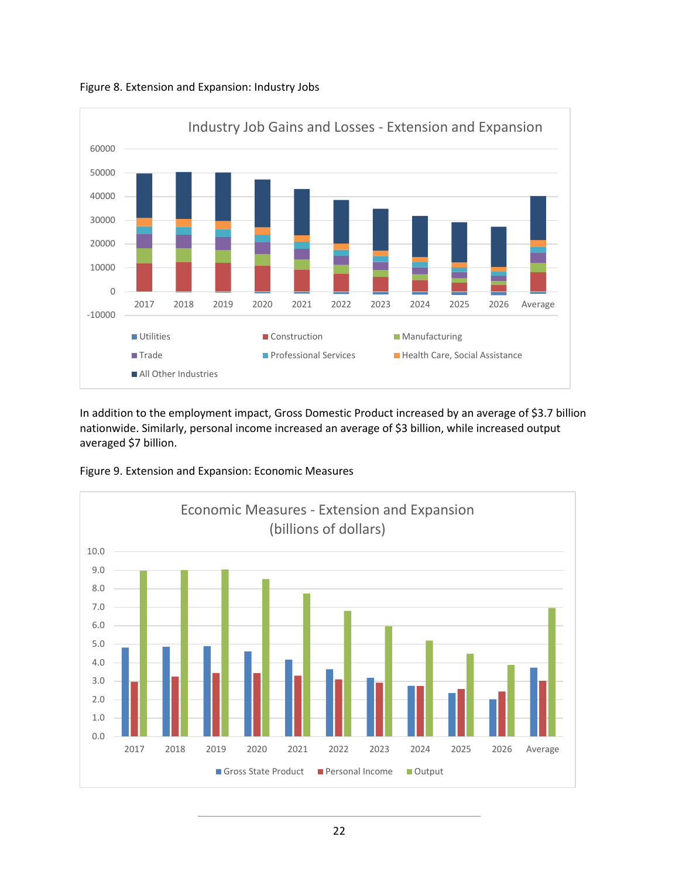Figure 8. Extension and Expansion: Industry Jobs

In addition to the employment impact, Gross Domestic Product increased by an average of $3.7 billion nationwide. Similarly, personal income increased an average of $3 billion, while increased output averaged $7 billion.

Figure 9. Extension and Expansion: Economic Measures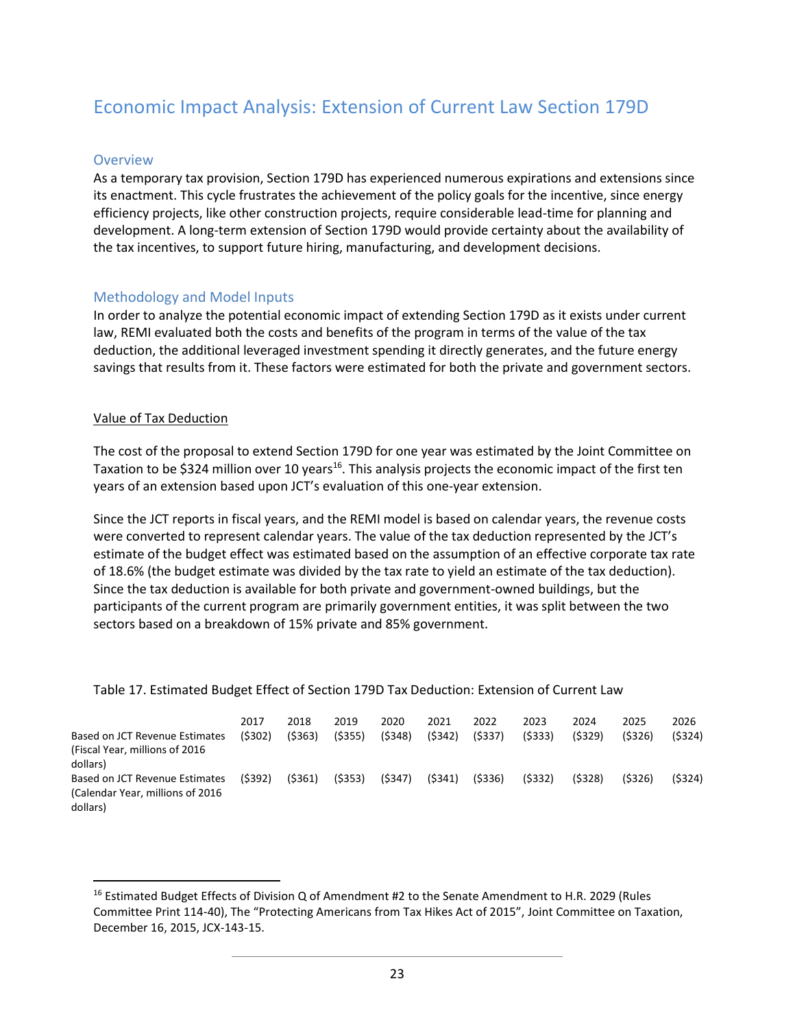# Economic Impact Analysis: Extension of Current Law Section 179D

## Overview

As a temporary tax provision, Section 179D has experienced numerous expirations and extensions since its enactment. This cycle frustrates the achievement of the policy goals for the incentive, since energy efficiency projects, like other construction projects, require considerable lead-time for planning and development. A long-term extension of Section 179D would provide certainty about the availability of the tax incentives, to support future hiring, manufacturing, and development decisions.

## Methodology and Model Inputs

In order to analyze the potential economic impact of extending Section 179D as it exists under current law, REMI evaluated both the costs and benefits of the program in terms of the value of the tax deduction, the additional leveraged investment spending it directly generates, and the future energy savings that results from it. These factors were estimated for both the private and government sectors.

### Value of Tax Deduction

The cost of the proposal to extend Section 179D for one year was estimated by the Joint Committee on Taxation to be $324 million over 10 years[16]. This analysis projects the economic impact of the first ten years of an extension based upon JCT's evaluation of this one-year extension.

Since the JCT reports in fiscal years, and the REMI model is based on calendar years, the revenue costs were converted to represent calendar years. The value of the tax deduction represented by the JCT's estimate of the budget effect was estimated based on the assumption of an effective corporate tax rate of 18.6% (the budget estimate was divided by the tax rate to yield an estimate of the tax deduction). Since the tax deduction is available for both private and government-owned buildings, but the participants of the current program are primarily government entities, it was split between the two sectors based on a breakdown of 15% private and 85% government.

Table 17. Estimated Budget Effect of Section 179D Tax Deduction: Extension of Current Law

| | 2017 | 2018 | 2019 | 2020 | 2021 | 2022 | 2023 | 2024 | 2025 | 2026 |
|---|---|---|---|---|---|---|---|---|---|---|
| Based on JCT Revenue Estimates (Fiscal Year, millions of 2016 dollars) | ($302) | ($363) | ($355) | ($348) | ($342) | ($337) | ($333) | ($329) | ($326) | ($324) |
| Based on JCT Revenue Estimates (Calendar Year, millions of 2016 dollars) | ($392) | ($361) | ($353) | ($347) | ($341) | ($336) | ($332) | ($328) | ($326) | ($324) |

[16] Estimated Budget Effects of Division Q of Amendment #2 to the Senate Amendment to H.R. 2029 (Rules Committee Print 114-40), The "Protecting Americans from Tax Hikes Act of 2015", Joint Committee on Taxation, December 16, 2015, JCX-143-15.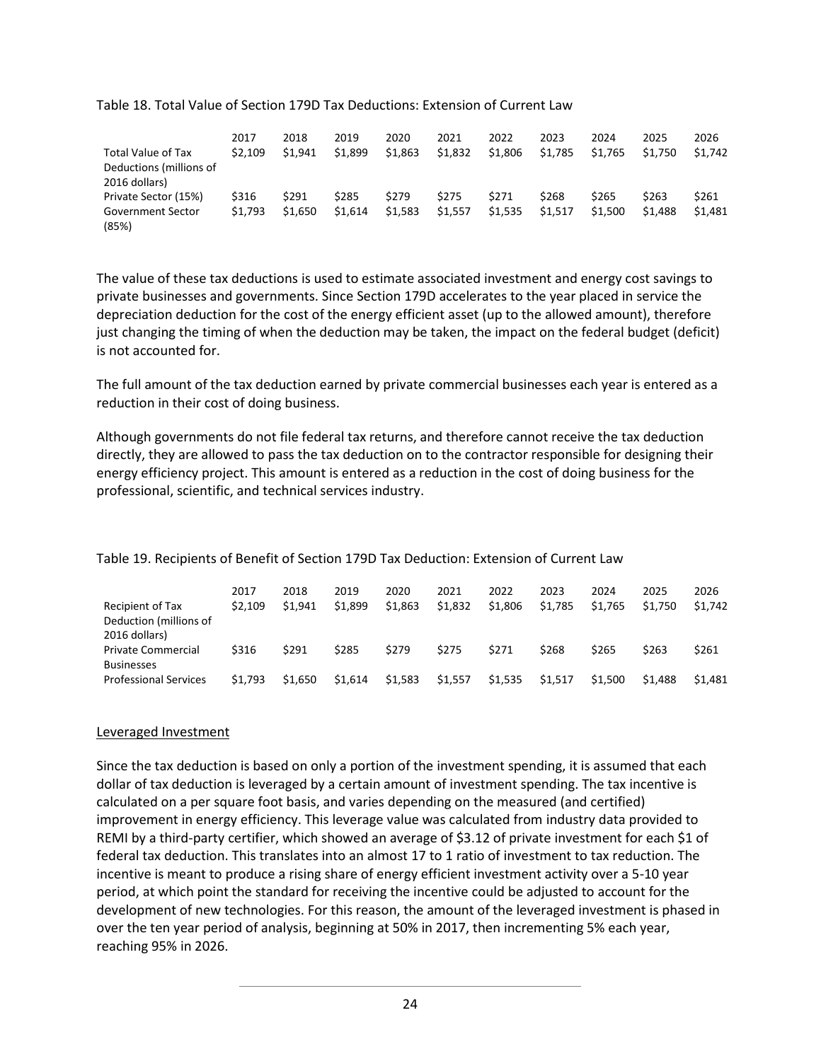Table 18. Total Value of Section 179D Tax Deductions: Extension of Current Law

| | 2017 | 2018 | 2019 | 2020 | 2021 | 2022 | 2023 | 2024 | 2025 | 2026 |
|---|---|---|---|---|---|---|---|---|---|---|
| Total Value of Tax Deductions (millions of 2016 dollars) | $2,109 | $1,941 | $1,899 | $1,863 | $1,832 | $1,806 | $1,785 | $1,765 | $1,750 | $1,742 |
| Private Sector (15%) | $316 | $291 | $285 | $279 | $275 | $271 | $268 | $265 | $263 | $261 |
| Government Sector (85%) | $1,793 | $1,650 | $1,614 | $1,583 | $1,557 | $1,535 | $1,517 | $1,500 | $1,488 | $1,481 |

The value of these tax deductions is used to estimate associated investment and energy cost savings to private businesses and governments. Since Section 179D accelerates to the year placed in service the depreciation deduction for the cost of the energy efficient asset (up to the allowed amount), therefore just changing the timing of when the deduction may be taken, the impact on the federal budget (deficit) is not accounted for.

The full amount of the tax deduction earned by private commercial businesses each year is entered as a reduction in their cost of doing business.

Although governments do not file federal tax returns, and therefore cannot receive the tax deduction directly, they are allowed to pass the tax deduction on to the contractor responsible for designing their energy efficiency project. This amount is entered as a reduction in the cost of doing business for the professional, scientific, and technical services industry.

Table 19. Recipients of Benefit of Section 179D Tax Deduction: Extension of Current Law

| | 2017 | 2018 | 2019 | 2020 | 2021 | 2022 | 2023 | 2024 | 2025 | 2026 |
|---|---|---|---|---|---|---|---|---|---|---|
| Recipient of Tax Deduction (millions of 2016 dollars) | $2,109 | $1,941 | $1,899 | $1,863 | $1,832 | $1,806 | $1,785 | $1,765 | $1,750 | $1,742 |
| Private Commercial Businesses | $316 | $291 | $285 | $279 | $275 | $271 | $268 | $265 | $263 | $261 |
| Professional Services | $1,793 | $1,650 | $1,614 | $1,583 | $1,557 | $1,535 | $1,517 | $1,500 | $1,488 | $1,481 |

<u>Leveraged Investment</u>

Since the tax deduction is based on only a portion of the investment spending, it is assumed that each dollar of tax deduction is leveraged by a certain amount of investment spending. The tax incentive is calculated on a per square foot basis, and varies depending on the measured (and certified) improvement in energy efficiency. This leverage value was calculated from industry data provided to REMI by a third-party certifier, which showed an average of $3.12 of private investment for each $1 of federal tax deduction. This translates into an almost 17 to 1 ratio of investment to tax reduction. The incentive is meant to produce a rising share of energy efficient investment activity over a 5-10 year period, at which point the standard for receiving the incentive could be adjusted to account for the development of new technologies. For this reason, the amount of the leveraged investment is phased in over the ten year period of analysis, beginning at 50% in 2017, then incrementing 5% each year, reaching 95% in 2026.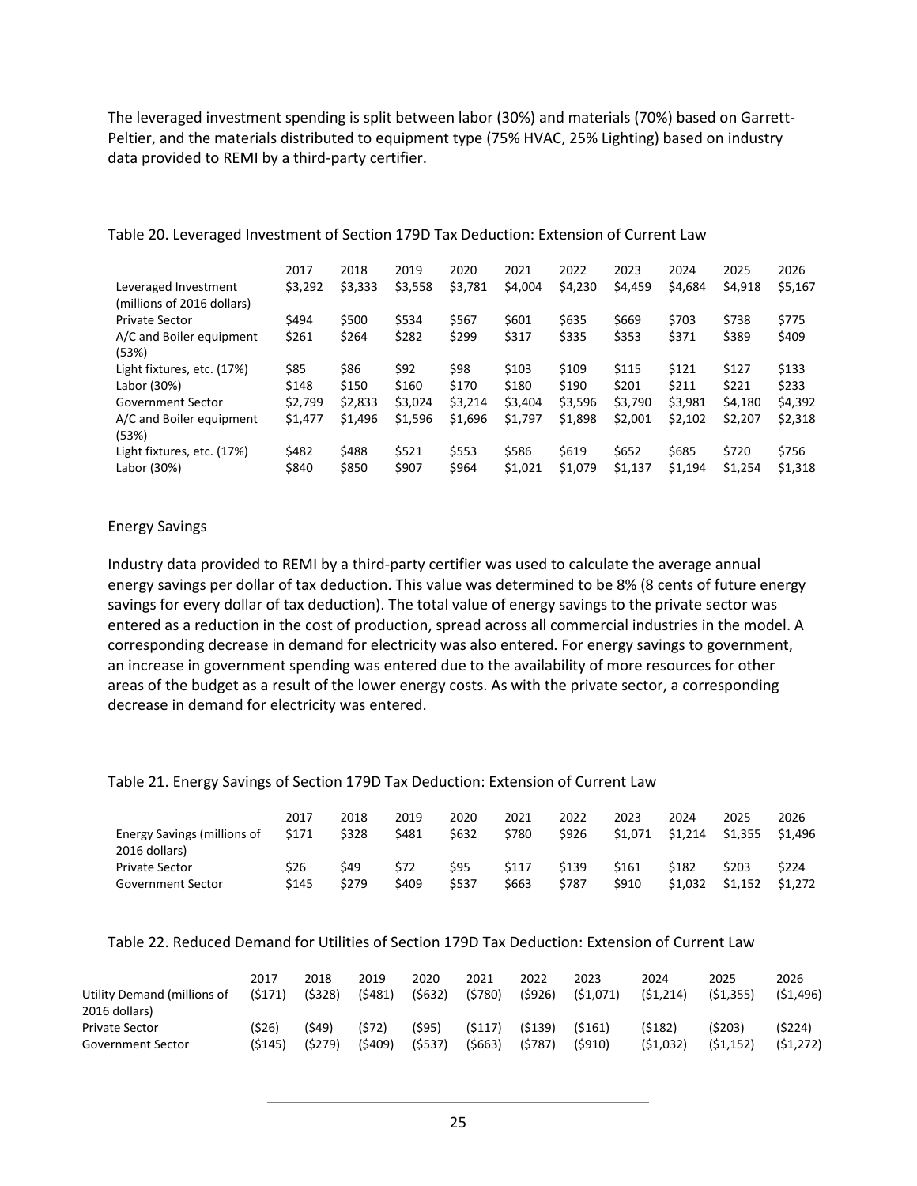The leveraged investment spending is split between labor (30%) and materials (70%) based on Garrett-Peltier, and the materials distributed to equipment type (75% HVAC, 25% Lighting) based on industry data provided to REMI by a third-party certifier.

Table 20. Leveraged Investment of Section 179D Tax Deduction: Extension of Current Law

| | 2017 | 2018 | 2019 | 2020 | 2021 | 2022 | 2023 | 2024 | 2025 | 2026 |
|---|---|---|---|---|---|---|---|---|---|---|
| Leveraged Investment (millions of 2016 dollars) | $3,292 | $3,333 | $3,558 | $3,781 | $4,004 | $4,230 | $4,459 | $4,684 | $4,918 | $5,167 |
| Private Sector | $494 | $500 | $534 | $567 | $601 | $635 | $669 | $703 | $738 | $775 |
| A/C and Boiler equipment (53%) | $261 | $264 | $282 | $299 | $317 | $335 | $353 | $371 | $389 | $409 |
| Light fixtures, etc. (17%) | $85 | $86 | $92 | $98 | $103 | $109 | $115 | $121 | $127 | $133 |
| Labor (30%) | $148 | $150 | $160 | $170 | $180 | $190 | $201 | $211 | $221 | $233 |
| Government Sector | $2,799 | $2,833 | $3,024 | $3,214 | $3,404 | $3,596 | $3,790 | $3,981 | $4,180 | $4,392 |
| A/C and Boiler equipment (53%) | $1,477 | $1,496 | $1,596 | $1,696 | $1,797 | $1,898 | $2,001 | $2,102 | $2,207 | $2,318 |
| Light fixtures, etc. (17%) | $482 | $488 | $521 | $553 | $586 | $619 | $652 | $685 | $720 | $756 |
| Labor (30%) | $840 | $850 | $907 | $964 | $1,021 | $1,079 | $1,137 | $1,194 | $1,254 | $1,318 |

## Energy Savings

Industry data provided to REMI by a third-party certifier was used to calculate the average annual energy savings per dollar of tax deduction. This value was determined to be 8% (8 cents of future energy savings for every dollar of tax deduction). The total value of energy savings to the private sector was entered as a reduction in the cost of production, spread across all commercial industries in the model. A corresponding decrease in demand for electricity was also entered. For energy savings to government, an increase in government spending was entered due to the availability of more resources for other areas of the budget as a result of the lower energy costs. As with the private sector, a corresponding decrease in demand for electricity was entered.

Table 21. Energy Savings of Section 179D Tax Deduction: Extension of Current Law

| | 2017 | 2018 | 2019 | 2020 | 2021 | 2022 | 2023 | 2024 | 2025 | 2026 |
|---|---|---|---|---|---|---|---|---|---|---|
| Energy Savings (millions of 2016 dollars) | $171 | $328 | $481 | $632 | $780 | $926 | $1,071 | $1,214 | $1,355 | $1,496 |
| Private Sector | $26 | $49 | $72 | $95 | $117 | $139 | $161 | $182 | $203 | $224 |
| Government Sector | $145 | $279 | $409 | $537 | $663 | $787 | $910 | $1,032 | $1,152 | $1,272 |

Table 22. Reduced Demand for Utilities of Section 179D Tax Deduction: Extension of Current Law

| | 2017 | 2018 | 2019 | 2020 | 2021 | 2022 | 2023 | 2024 | 2025 | 2026 |
|---|---|---|---|---|---|---|---|---|---|---|
| Utility Demand (millions of 2016 dollars) | ($171) | ($328) | ($481) | ($632) | ($780) | ($926) | ($1,071) | ($1,214) | ($1,355) | ($1,496) |
| Private Sector | ($26) | ($49) | ($72) | ($95) | ($117) | ($139) | ($161) | ($182) | ($203) | ($224) |
| Government Sector | ($145) | ($279) | ($409) | ($537) | ($663) | ($787) | ($910) | ($1,032) | ($1,152) | ($1,272) |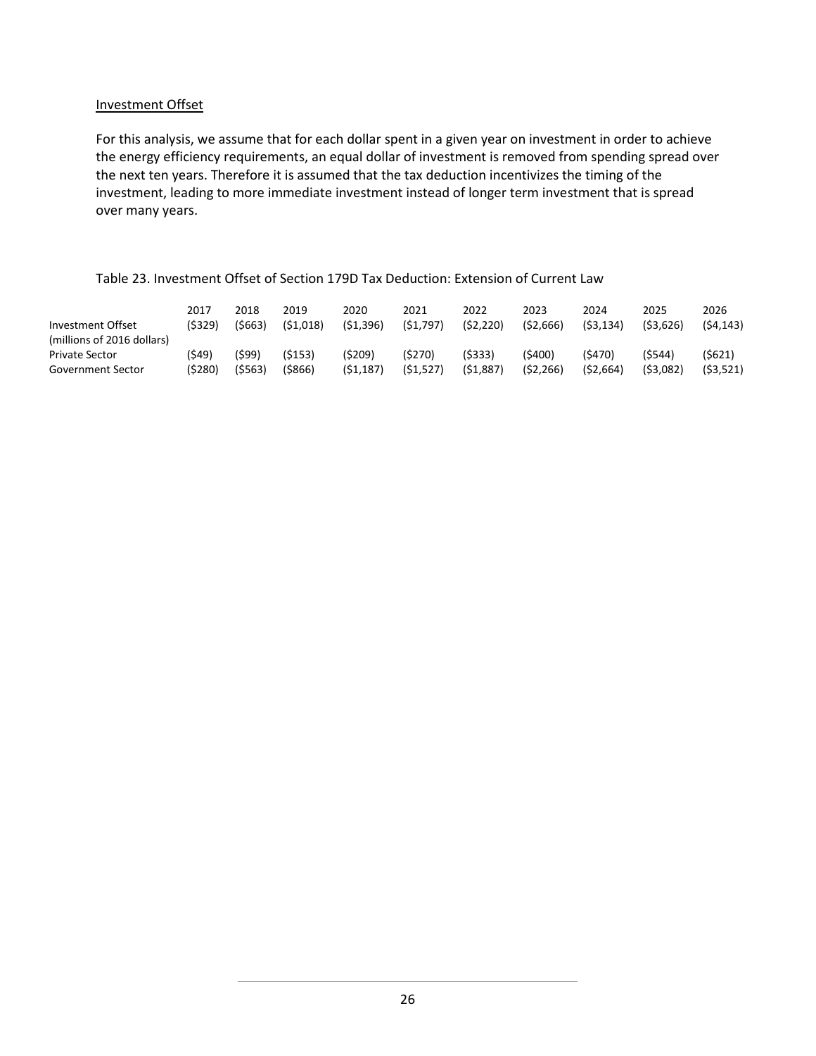Investment Offset

For this analysis, we assume that for each dollar spent in a given year on investment in order to achieve the energy efficiency requirements, an equal dollar of investment is removed from spending spread over the next ten years. Therefore it is assumed that the tax deduction incentivizes the timing of the investment, leading to more immediate investment instead of longer term investment that is spread over many years.

Table 23. Investment Offset of Section 179D Tax Deduction: Extension of Current Law

| | 2017 | 2018 | 2019 | 2020 | 2021 | 2022 | 2023 | 2024 | 2025 | 2026 |
|---|---|---|---|---|---|---|---|---|---|---|
| Investment Offset (millions of 2016 dollars) | ($329) | ($663) | ($1,018) | ($1,396) | ($1,797) | ($2,220) | ($2,666) | ($3,134) | ($3,626) | ($4,143) |
| Private Sector | ($49) | ($99) | ($153) | ($209) | ($270) | ($333) | ($400) | ($470) | ($544) | ($621) |
| Government Sector | ($280) | ($563) | ($866) | ($1,187) | ($1,527) | ($1,887) | ($2,266) | ($2,664) | ($3,082) | ($3,521) |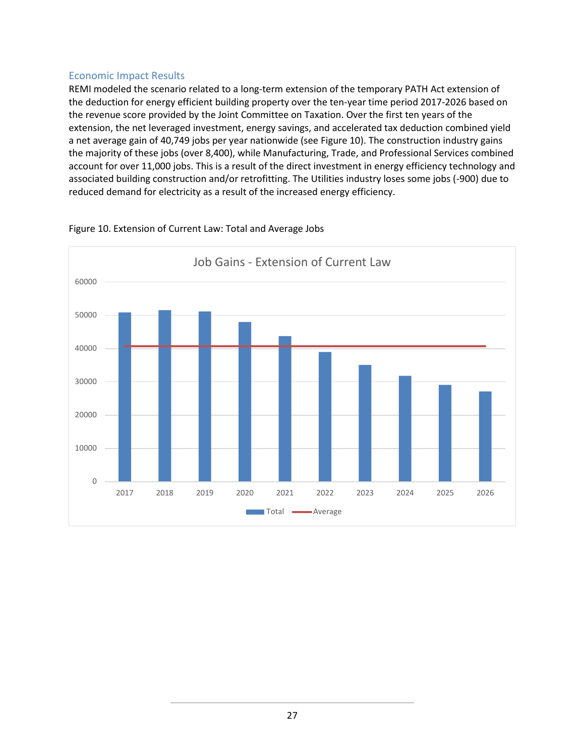## Economic Impact Results

REMI modeled the scenario related to a long-term extension of the temporary PATH Act extension of the deduction for energy efficient building property over the ten-year time period 2017-2026 based on the revenue score provided by the Joint Committee on Taxation. Over the first ten years of the extension, the net leveraged investment, energy savings, and accelerated tax deduction combined yield a net average gain of 40,749 jobs per year nationwide (see Figure 10). The construction industry gains the majority of these jobs (over 8,400), while Manufacturing, Trade, and Professional Services combined account for over 11,000 jobs. This is a result of the direct investment in energy efficiency technology and associated building construction and/or retrofitting. The Utilities industry loses some jobs (-900) due to reduced demand for electricity as a result of the increased energy efficiency.

Figure 10. Extension of Current Law: Total and Average Jobs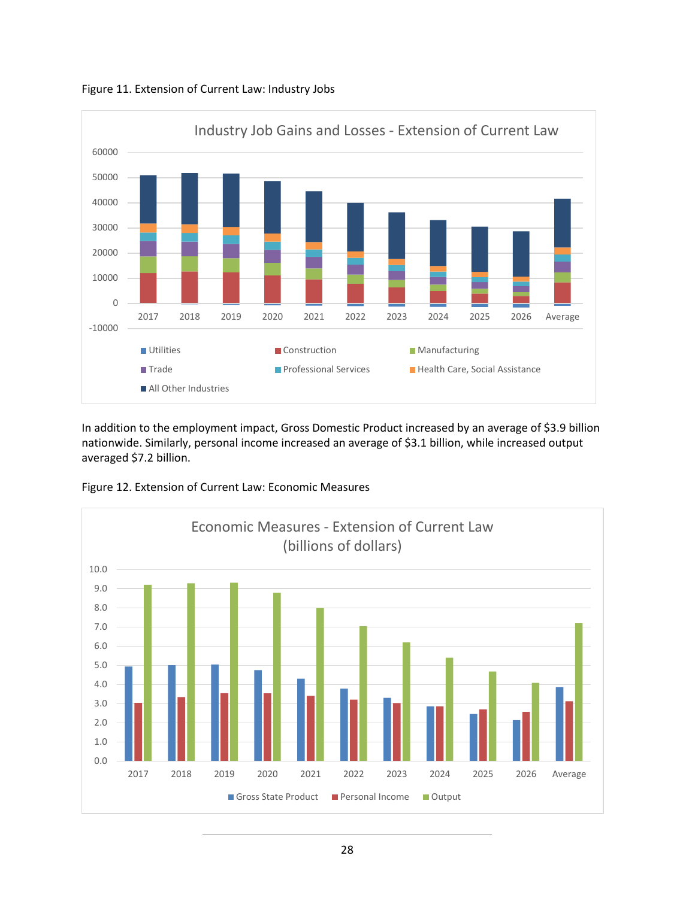Figure 11. Extension of Current Law: Industry Jobs

In addition to the employment impact, Gross Domestic Product increased by an average of $3.9 billion nationwide. Similarly, personal income increased an average of $3.1 billion, while increased output averaged $7.2 billion.

Figure 12. Extension of Current Law: Economic Measures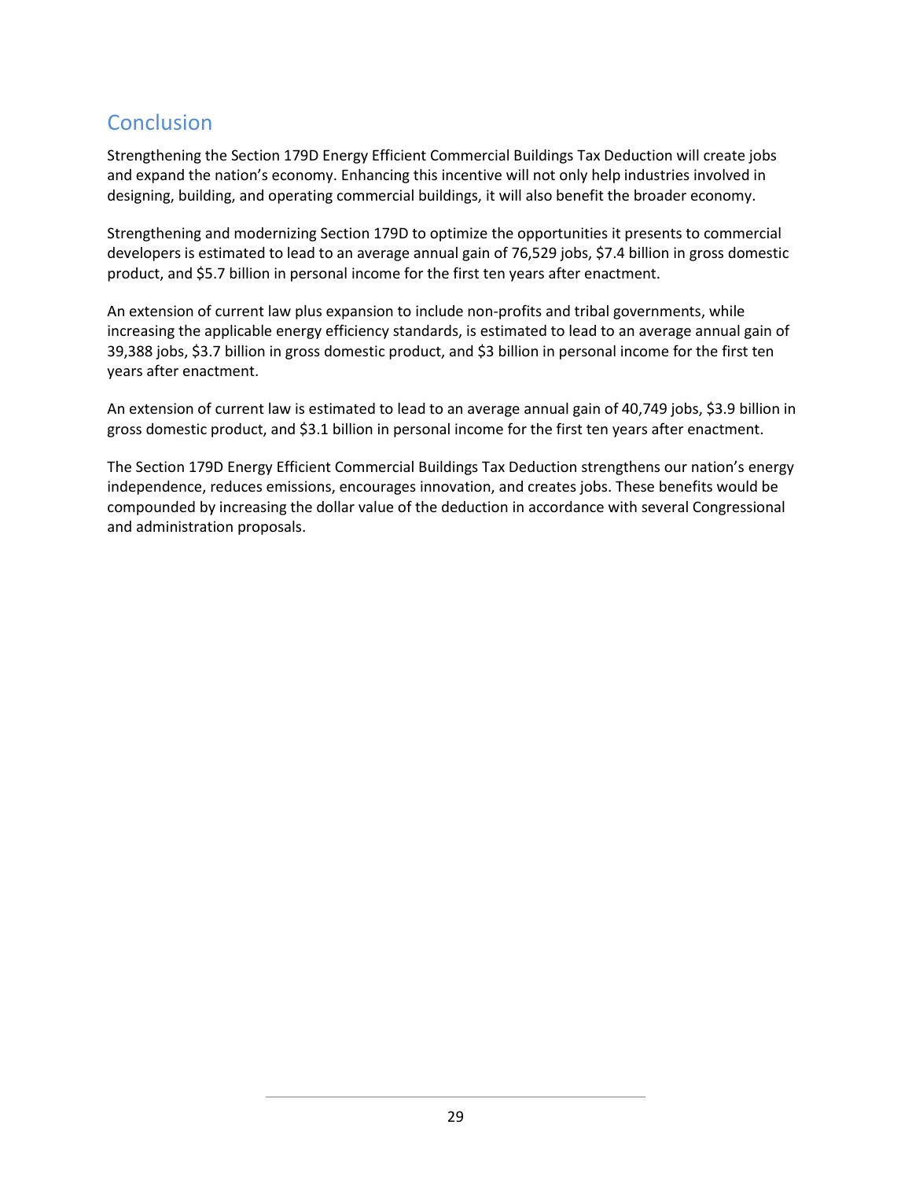## Conclusion

Strengthening the Section 179D Energy Efficient Commercial Buildings Tax Deduction will create jobs and expand the nation's economy. Enhancing this incentive will not only help industries involved in designing, building, and operating commercial buildings, it will also benefit the broader economy.

Strengthening and modernizing Section 179D to optimize the opportunities it presents to commercial developers is estimated to lead to an average annual gain of 76,529 jobs, $7.4 billion in gross domestic product, and $5.7 billion in personal income for the first ten years after enactment.

An extension of current law plus expansion to include non-profits and tribal governments, while increasing the applicable energy efficiency standards, is estimated to lead to an average annual gain of 39,388 jobs, $3.7 billion in gross domestic product, and $3 billion in personal income for the first ten years after enactment.

An extension of current law is estimated to lead to an average annual gain of 40,749 jobs, $3.9 billion in gross domestic product, and $3.1 billion in personal income for the first ten years after enactment.

The Section 179D Energy Efficient Commercial Buildings Tax Deduction strengthens our nation's energy independence, reduces emissions, encourages innovation, and creates jobs. These benefits would be compounded by increasing the dollar value of the deduction in accordance with several Congressional and administration proposals.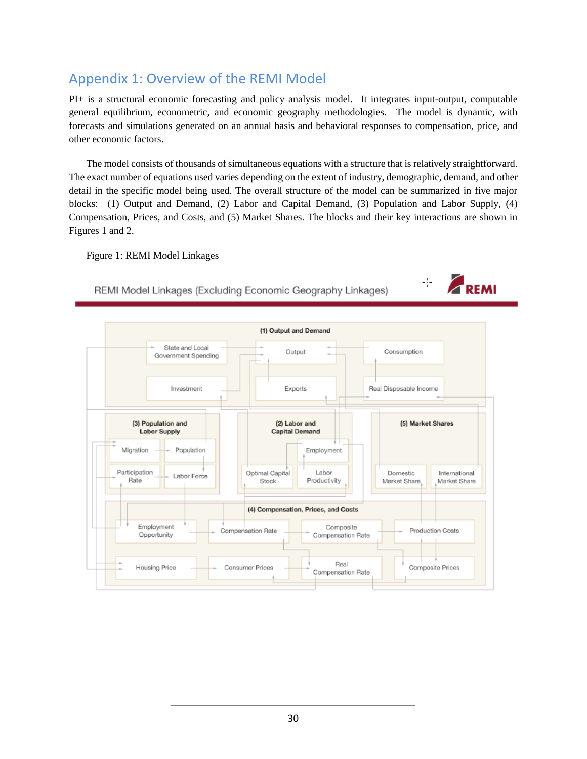## Appendix 1: Overview of the REMI Model

PI+ is a structural economic forecasting and policy analysis model. It integrates input-output, computable general equilibrium, econometric, and economic geography methodologies. The model is dynamic, with forecasts and simulations generated on an annual basis and behavioral responses to compensation, price, and other economic factors.

The model consists of thousands of simultaneous equations with a structure that is relatively straightforward. The exact number of equations used varies depending on the extent of industry, demographic, demand, and other detail in the specific model being used. The overall structure of the model can be summarized in five major blocks: (1) Output and Demand, (2) Labor and Capital Demand, (3) Population and Labor Supply, (4) Compensation, Prices, and Costs, and (5) Market Shares. The blocks and their key interactions are shown in Figures 1 and 2.

Figure 1: REMI Model Linkages

REMI Model Linkages (Excluding Economic Geography Linkages)

(1) Output and Demand: State and Local Government Spending; Output; Consumption; Investment; Exports; Real Disposable Income

(3) Population and Labor Supply: Migration; Population; Participation Rate; Labor Force

(2) Labor and Capital Demand: Employment; Optimal Capital Stock; Labor Productivity

(5) Market Shares: Domestic Market Share; International Market Share

(4) Compensation, Prices, and Costs: Employment Opportunity; Compensation Rate; Composite Compensation Rate; Production Costs; Housing Price; Consumer Prices; Real Compensation Rate; Composite Prices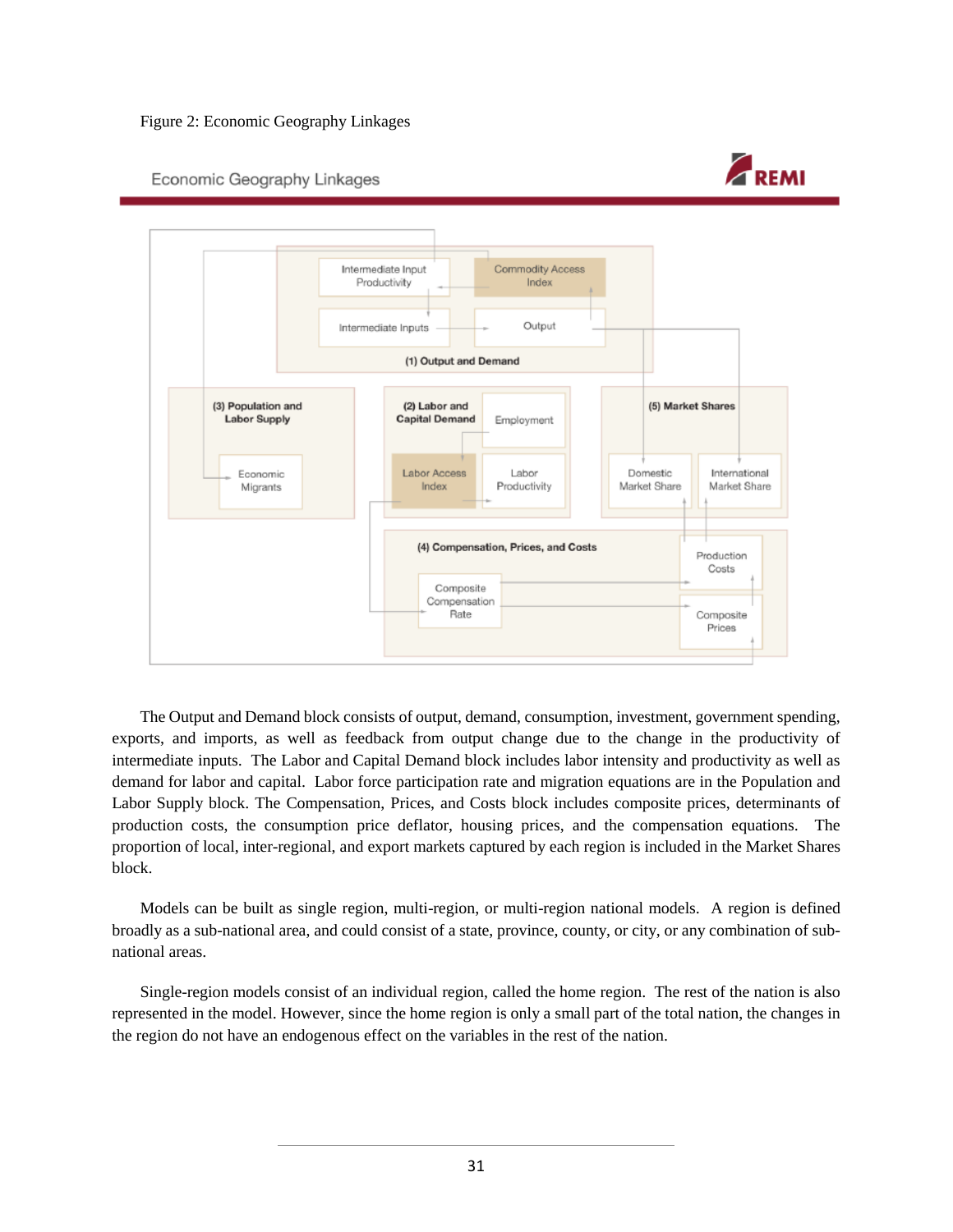Figure 2: Economic Geography Linkages

Economic Geography Linkages

REMI

Intermediate Input Productivity

Commodity Access Index

Intermediate Inputs

Output

(1) Output and Demand

(3) Population and Labor Supply

Economic Migrants

(2) Labor and Capital Demand

Employment

Labor Access Index

Labor Productivity

(5) Market Shares

Domestic Market Share

International Market Share

(4) Compensation, Prices, and Costs

Production Costs

Composite Compensation Rate

Composite Prices

The Output and Demand block consists of output, demand, consumption, investment, government spending, exports, and imports, as well as feedback from output change due to the change in the productivity of intermediate inputs. The Labor and Capital Demand block includes labor intensity and productivity as well as demand for labor and capital. Labor force participation rate and migration equations are in the Population and Labor Supply block. The Compensation, Prices, and Costs block includes composite prices, determinants of production costs, the consumption price deflator, housing prices, and the compensation equations. The proportion of local, inter-regional, and export markets captured by each region is included in the Market Shares block.

Models can be built as single region, multi-region, or multi-region national models. A region is defined broadly as a sub-national area, and could consist of a state, province, county, or city, or any combination of sub-national areas.

Single-region models consist of an individual region, called the home region. The rest of the nation is also represented in the model. However, since the home region is only a small part of the total nation, the changes in the region do not have an endogenous effect on the variables in the rest of the nation.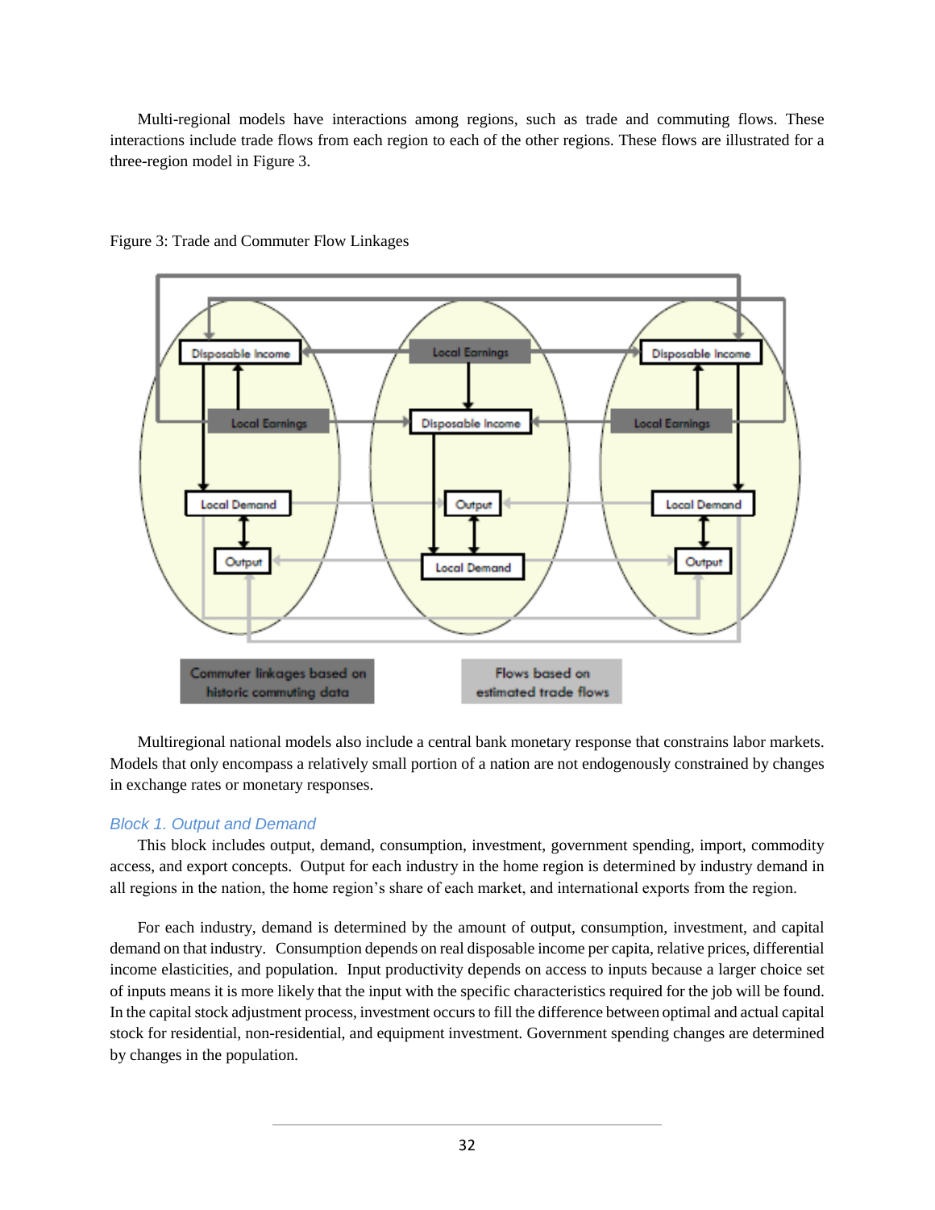Multi-regional models have interactions among regions, such as trade and commuting flows. These interactions include trade flows from each region to each of the other regions. These flows are illustrated for a three-region model in Figure 3.

Figure 3: Trade and Commuter Flow Linkages

Multiregional national models also include a central bank monetary response that constrains labor markets. Models that only encompass a relatively small portion of a nation are not endogenously constrained by changes in exchange rates or monetary responses.

### *Block 1. Output and Demand*

This block includes output, demand, consumption, investment, government spending, import, commodity access, and export concepts. Output for each industry in the home region is determined by industry demand in all regions in the nation, the home region's share of each market, and international exports from the region.

For each industry, demand is determined by the amount of output, consumption, investment, and capital demand on that industry. Consumption depends on real disposable income per capita, relative prices, differential income elasticities, and population. Input productivity depends on access to inputs because a larger choice set of inputs means it is more likely that the input with the specific characteristics required for the job will be found. In the capital stock adjustment process, investment occurs to fill the difference between optimal and actual capital stock for residential, non-residential, and equipment investment. Government spending changes are determined by changes in the population.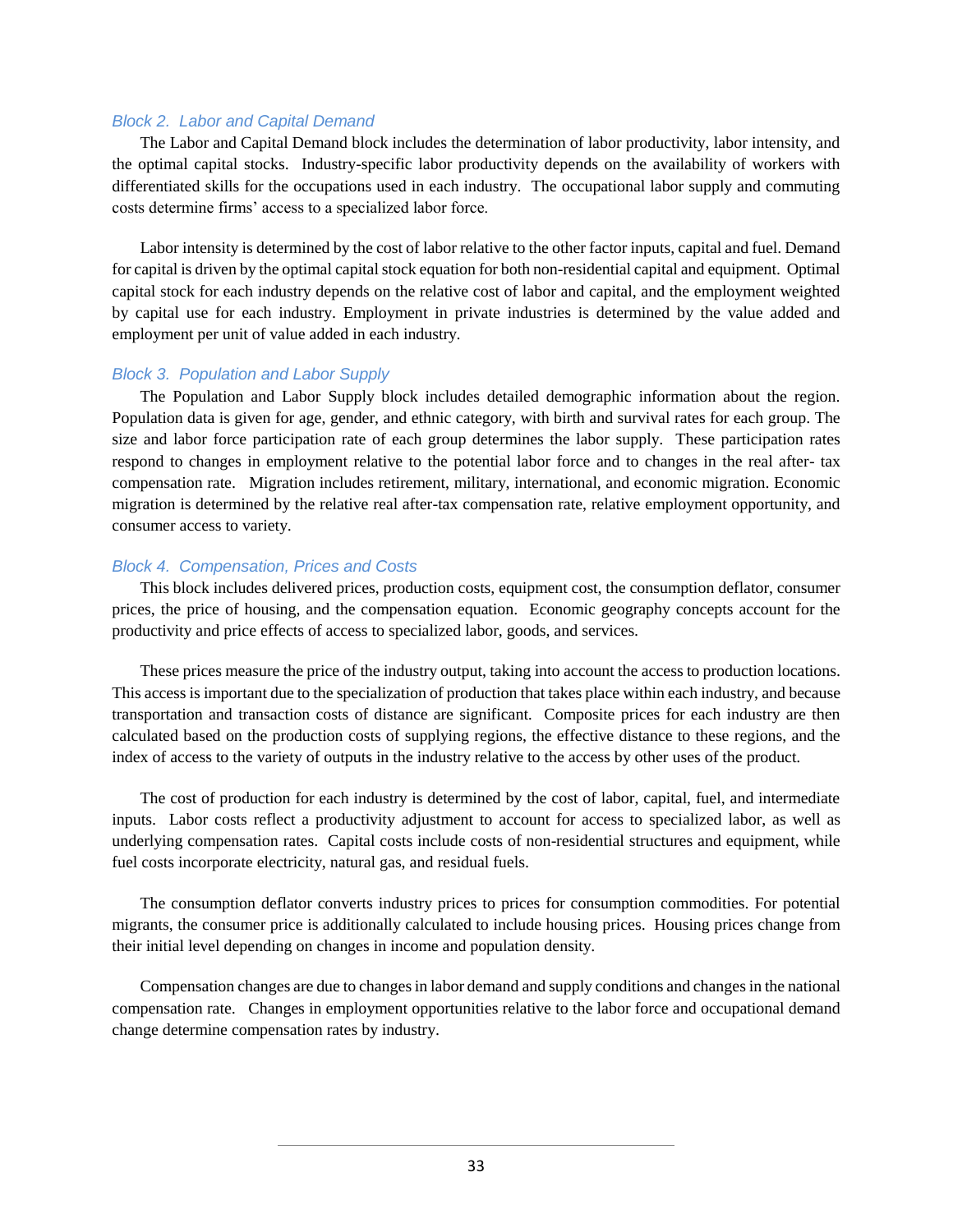### *Block 2. Labor and Capital Demand*

The Labor and Capital Demand block includes the determination of labor productivity, labor intensity, and the optimal capital stocks. Industry-specific labor productivity depends on the availability of workers with differentiated skills for the occupations used in each industry. The occupational labor supply and commuting costs determine firms' access to a specialized labor force.

Labor intensity is determined by the cost of labor relative to the other factor inputs, capital and fuel. Demand for capital is driven by the optimal capital stock equation for both non-residential capital and equipment. Optimal capital stock for each industry depends on the relative cost of labor and capital, and the employment weighted by capital use for each industry. Employment in private industries is determined by the value added and employment per unit of value added in each industry.

### *Block 3. Population and Labor Supply*

The Population and Labor Supply block includes detailed demographic information about the region. Population data is given for age, gender, and ethnic category, with birth and survival rates for each group. The size and labor force participation rate of each group determines the labor supply. These participation rates respond to changes in employment relative to the potential labor force and to changes in the real after- tax compensation rate. Migration includes retirement, military, international, and economic migration. Economic migration is determined by the relative real after-tax compensation rate, relative employment opportunity, and consumer access to variety.

### *Block 4. Compensation, Prices and Costs*

This block includes delivered prices, production costs, equipment cost, the consumption deflator, consumer prices, the price of housing, and the compensation equation. Economic geography concepts account for the productivity and price effects of access to specialized labor, goods, and services.

These prices measure the price of the industry output, taking into account the access to production locations. This access is important due to the specialization of production that takes place within each industry, and because transportation and transaction costs of distance are significant. Composite prices for each industry are then calculated based on the production costs of supplying regions, the effective distance to these regions, and the index of access to the variety of outputs in the industry relative to the access by other uses of the product.

The cost of production for each industry is determined by the cost of labor, capital, fuel, and intermediate inputs. Labor costs reflect a productivity adjustment to account for access to specialized labor, as well as underlying compensation rates. Capital costs include costs of non-residential structures and equipment, while fuel costs incorporate electricity, natural gas, and residual fuels.

The consumption deflator converts industry prices to prices for consumption commodities. For potential migrants, the consumer price is additionally calculated to include housing prices. Housing prices change from their initial level depending on changes in income and population density.

Compensation changes are due to changes in labor demand and supply conditions and changes in the national compensation rate. Changes in employment opportunities relative to the labor force and occupational demand change determine compensation rates by industry.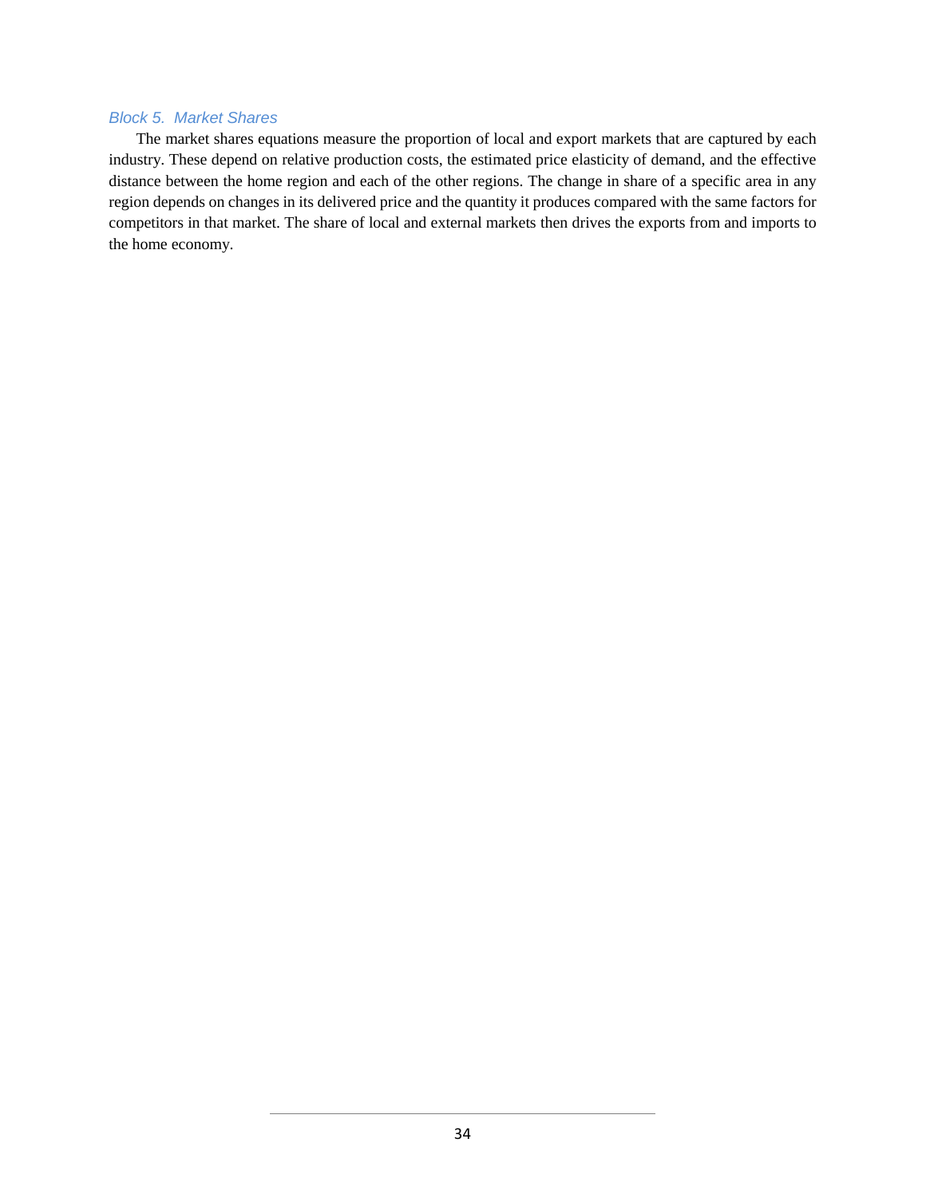### *Block 5. Market Shares*

The market shares equations measure the proportion of local and export markets that are captured by each industry. These depend on relative production costs, the estimated price elasticity of demand, and the effective distance between the home region and each of the other regions. The change in share of a specific area in any region depends on changes in its delivered price and the quantity it produces compared with the same factors for competitors in that market. The share of local and external markets then drives the exports from and imports to the home economy.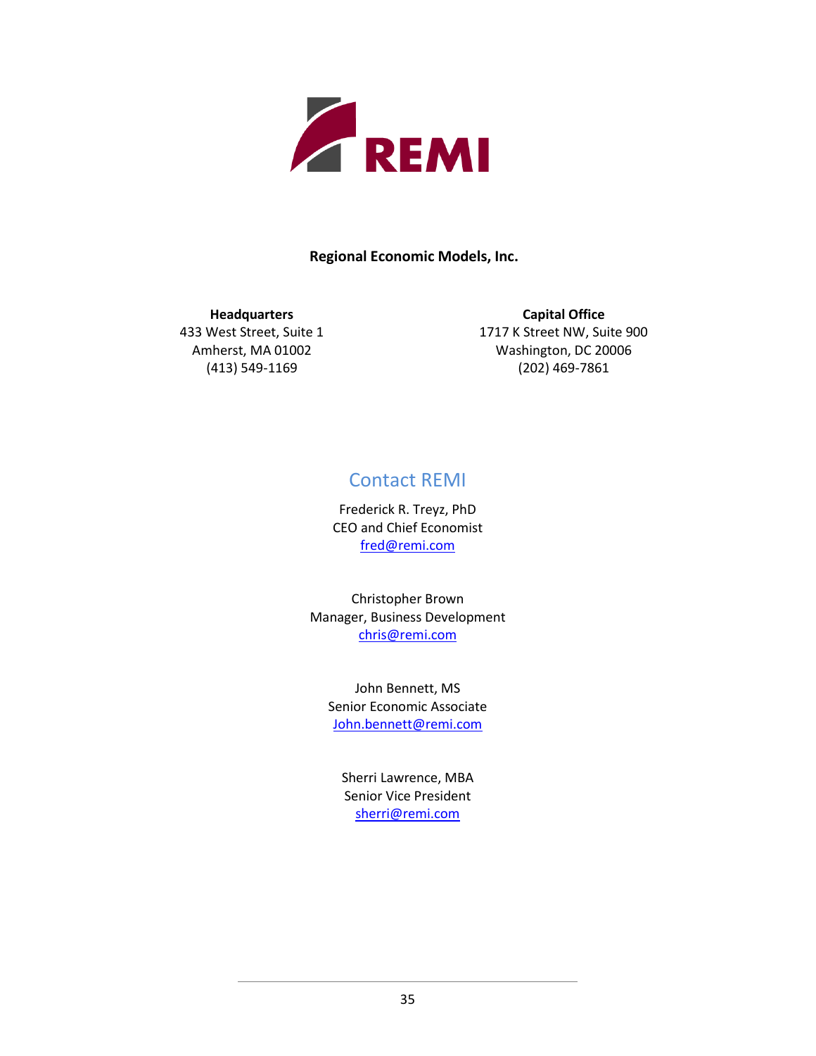**REMI**

**Regional Economic Models, Inc.**

**Headquarters**
433 West Street, Suite 1
Amherst, MA 01002
(413) 549-1169

**Capital Office**
1717 K Street NW, Suite 900
Washington, DC 20006
(202) 469-7861

## Contact REMI

Frederick R. Treyz, PhD
CEO and Chief Economist
fred@remi.com

Christopher Brown
Manager, Business Development
chris@remi.com

John Bennett, MS
Senior Economic Associate
John.bennett@remi.com

Sherri Lawrence, MBA
Senior Vice President
sherri@remi.com